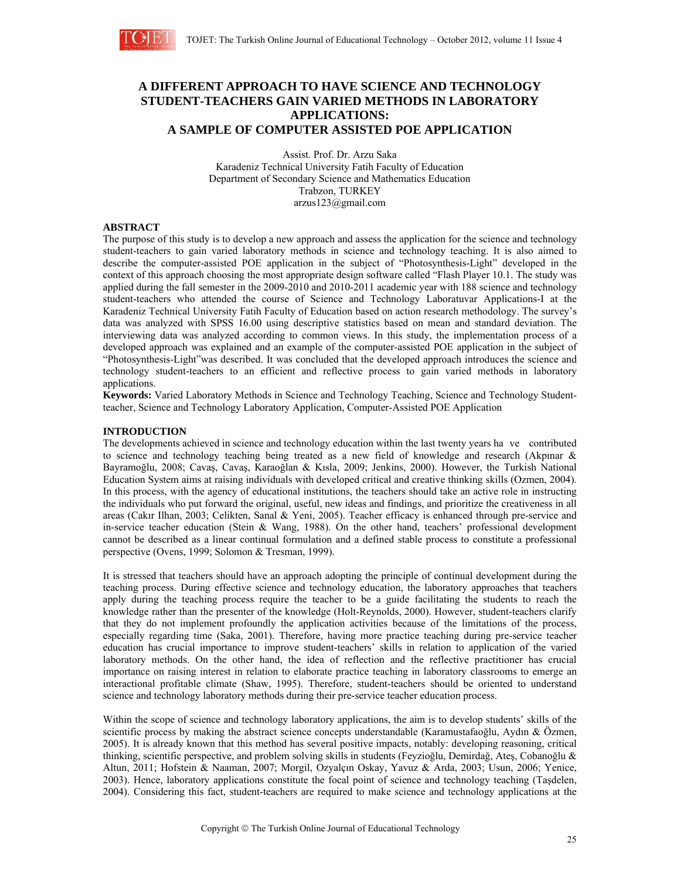# A DIFFERENT APPROACH TO HAVE SCIENCE AND TECHNOLOGY STUDENT-TEACHERS GAIN VARIED METHODS IN LABORATORY APPLICATIONS: A SAMPLE OF COMPUTER ASSISTED POE APPLICATION

Assist. Prof. Dr. Arzu Saka
Karadeniz Technical University Fatih Faculty of Education
Department of Secondary Science and Mathematics Education
Trabzon, TURKEY
arzus123@gmail.com

## ABSTRACT

The purpose of this study is to develop a new approach and assess the application for the science and technology student-teachers to gain varied laboratory methods in science and technology teaching. It is also aimed to describe the computer-assisted POE application in the subject of "Photosynthesis-Light" developed in the context of this approach choosing the most appropriate design software called "Flash Player 10.1. The study was applied during the fall semester in the 2009-2010 and 2010-2011 academic year with 188 science and technology student-teachers who attended the course of Science and Technology Laboratuvar Applications-I at the Karadeniz Technical University Fatih Faculty of Education based on action research methodology. The survey's data was analyzed with SPSS 16.00 using descriptive statistics based on mean and standard deviation. The interviewing data was analyzed according to common views. In this study, the implementation process of a developed approach was explained and an example of the computer-assisted POE application in the subject of "Photosynthesis-Light"was described. It was concluded that the developed approach introduces the science and technology student-teachers to an efficient and reflective process to gain varied methods in laboratory applications.

**Keywords:** Varied Laboratory Methods in Science and Technology Teaching, Science and Technology Student-teacher, Science and Technology Laboratory Application, Computer-Assisted POE Application

## INTRODUCTION

The developments achieved in science and technology education within the last twenty years have contributed to science and technology teaching being treated as a new field of knowledge and research (Akpınar & Bayramoğlu, 2008; Cavaş, Cavaş, Karaoğlan & Kısla, 2009; Jenkins, 2000). However, the Turkish National Education System aims at raising individuals with developed critical and creative thinking skills (Ozmen, 2004). In this process, with the agency of educational institutions, the teachers should take an active role in instructing the individuals who put forward the original, useful, new ideas and findings, and prioritize the creativeness in all areas (Cakır Ilhan, 2003; Celikten, Sanal & Yeni, 2005). Teacher efficacy is enhanced through pre-service and in-service teacher education (Stein & Wang, 1988). On the other hand, teachers' professional development cannot be described as a linear continual formulation and a defined stable process to constitute a professional perspective (Ovens, 1999; Solomon & Tresman, 1999).

It is stressed that teachers should have an approach adopting the principle of continual development during the teaching process. During effective science and technology education, the laboratory approaches that teachers apply during the teaching process require the teacher to be a guide facilitating the students to reach the knowledge rather than the presenter of the knowledge (Holt-Reynolds, 2000). However, student-teachers clarify that they do not implement profoundly the application activities because of the limitations of the process, especially regarding time (Saka, 2001). Therefore, having more practice teaching during pre-service teacher education has crucial importance to improve student-teachers' skills in relation to application of the varied laboratory methods. On the other hand, the idea of reflection and the reflective practitioner has crucial importance on raising interest in relation to elaborate practice teaching in laboratory classrooms to emerge an interactional profitable climate (Shaw, 1995). Therefore, student-teachers should be oriented to understand science and technology laboratory methods during their pre-service teacher education process.

Within the scope of science and technology laboratory applications, the aim is to develop students' skills of the scientific process by making the abstract science concepts understandable (Karamustafaoğlu, Aydın & Özmen, 2005). It is already known that this method has several positive impacts, notably: developing reasoning, critical thinking, scientific perspective, and problem solving skills in students (Feyzioğlu, Demirdağ, Ateş, Cobanoğlu & Altun, 2011; Hofstein & Naaman, 2007; Morgil, Ozyalçın Oskay, Yavuz & Arda, 2003; Usun, 2006; Yenice, 2003). Hence, laboratory applications constitute the focal point of science and technology teaching (Taşdelen, 2004). Considering this fact, student-teachers are required to make science and technology applications at the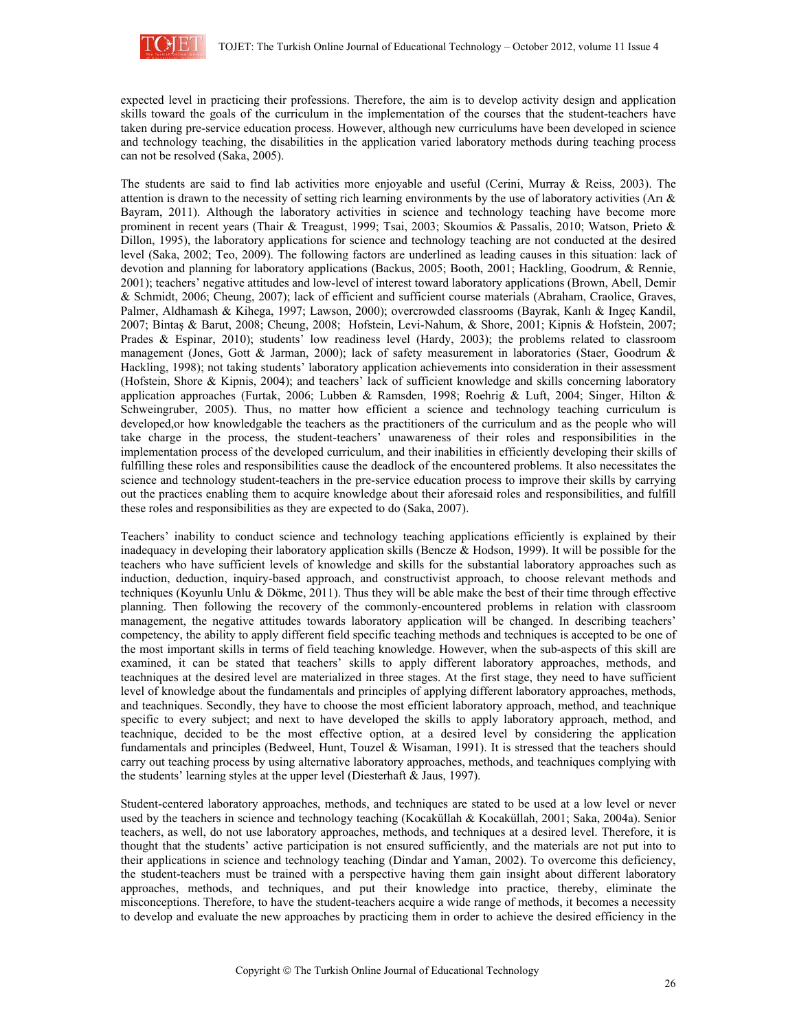expected level in practicing their professions. Therefore, the aim is to develop activity design and application skills toward the goals of the curriculum in the implementation of the courses that the student-teachers have taken during pre-service education process. However, although new curriculums have been developed in science and technology teaching, the disabilities in the application varied laboratory methods during teaching process can not be resolved (Saka, 2005).

The students are said to find lab activities more enjoyable and useful (Cerini, Murray & Reiss, 2003). The attention is drawn to the necessity of setting rich learning environments by the use of laboratory activities (Arı & Bayram, 2011). Although the laboratory activities in science and technology teaching have become more prominent in recent years (Thair & Treagust, 1999; Tsai, 2003; Skoumios & Passalis, 2010; Watson, Prieto & Dillon, 1995), the laboratory applications for science and technology teaching are not conducted at the desired level (Saka, 2002; Teo, 2009). The following factors are underlined as leading causes in this situation: lack of devotion and planning for laboratory applications (Backus, 2005; Booth, 2001; Hackling, Goodrum, & Rennie, 2001); teachers' negative attitudes and low-level of interest toward laboratory applications (Brown, Abell, Demir & Schmidt, 2006; Cheung, 2007); lack of efficient and sufficient course materials (Abraham, Craolice, Graves, Palmer, Aldhamash & Kihega, 1997; Lawson, 2000); overcrowded classrooms (Bayrak, Kanlı & Ingeç Kandil, 2007; Bintaş & Barut, 2008; Cheung, 2008; Hofstein, Levi-Nahum, & Shore, 2001; Kipnis & Hofstein, 2007; Prades & Espinar, 2010); students' low readiness level (Hardy, 2003); the problems related to classroom management (Jones, Gott & Jarman, 2000); lack of safety measurement in laboratories (Staer, Goodrum & Hackling, 1998); not taking students' laboratory application achievements into consideration in their assessment (Hofstein, Shore & Kipnis, 2004); and teachers' lack of sufficient knowledge and skills concerning laboratory application approaches (Furtak, 2006; Lubben & Ramsden, 1998; Roehrig & Luft, 2004; Singer, Hilton & Schweingruber, 2005). Thus, no matter how efficient a science and technology teaching curriculum is developed,or how knowledgable the teachers as the practitioners of the curriculum and as the people who will take charge in the process, the student-teachers' unawareness of their roles and responsibilities in the implementation process of the developed curriculum, and their inabilities in efficiently developing their skills of fulfilling these roles and responsibilities cause the deadlock of the encountered problems. It also necessitates the science and technology student-teachers in the pre-service education process to improve their skills by carrying out the practices enabling them to acquire knowledge about their aforesaid roles and responsibilities, and fulfill these roles and responsibilities as they are expected to do (Saka, 2007).

Teachers' inability to conduct science and technology teaching applications efficiently is explained by their inadequacy in developing their laboratory application skills (Bencze & Hodson, 1999). It will be possible for the teachers who have sufficient levels of knowledge and skills for the substantial laboratory approaches such as induction, deduction, inquiry-based approach, and constructivist approach, to choose relevant methods and techniques (Koyunlu Unlu & Dökme, 2011). Thus they will be able make the best of their time through effective planning. Then following the recovery of the commonly-encountered problems in relation with classroom management, the negative attitudes towards laboratory application will be changed. In describing teachers' competency, the ability to apply different field specific teaching methods and techniques is accepted to be one of the most important skills in terms of field teaching knowledge. However, when the sub-aspects of this skill are examined, it can be stated that teachers' skills to apply different laboratory approaches, methods, and teachniques at the desired level are materialized in three stages. At the first stage, they need to have sufficient level of knowledge about the fundamentals and principles of applying different laboratory approaches, methods, and teachniques. Secondly, they have to choose the most efficient laboratory approach, method, and teachnique specific to every subject; and next to have developed the skills to apply laboratory approach, method, and teachnique, decided to be the most effective option, at a desired level by considering the application fundamentals and principles (Bedweel, Hunt, Touzel & Wisaman, 1991). It is stressed that the teachers should carry out teaching process by using alternative laboratory approaches, methods, and teachniques complying with the students' learning styles at the upper level (Diesterhaft & Jaus, 1997).

Student-centered laboratory approaches, methods, and techniques are stated to be used at a low level or never used by the teachers in science and technology teaching (Kocaküllah & Kocaküllah, 2001; Saka, 2004a). Senior teachers, as well, do not use laboratory approaches, methods, and techniques at a desired level. Therefore, it is thought that the students' active participation is not ensured sufficiently, and the materials are not put into to their applications in science and technology teaching (Dindar and Yaman, 2002). To overcome this deficiency, the student-teachers must be trained with a perspective having them gain insight about different laboratory approaches, methods, and techniques, and put their knowledge into practice, thereby, eliminate the misconceptions. Therefore, to have the student-teachers acquire a wide range of methods, it becomes a necessity to develop and evaluate the new approaches by practicing them in order to achieve the desired efficiency in the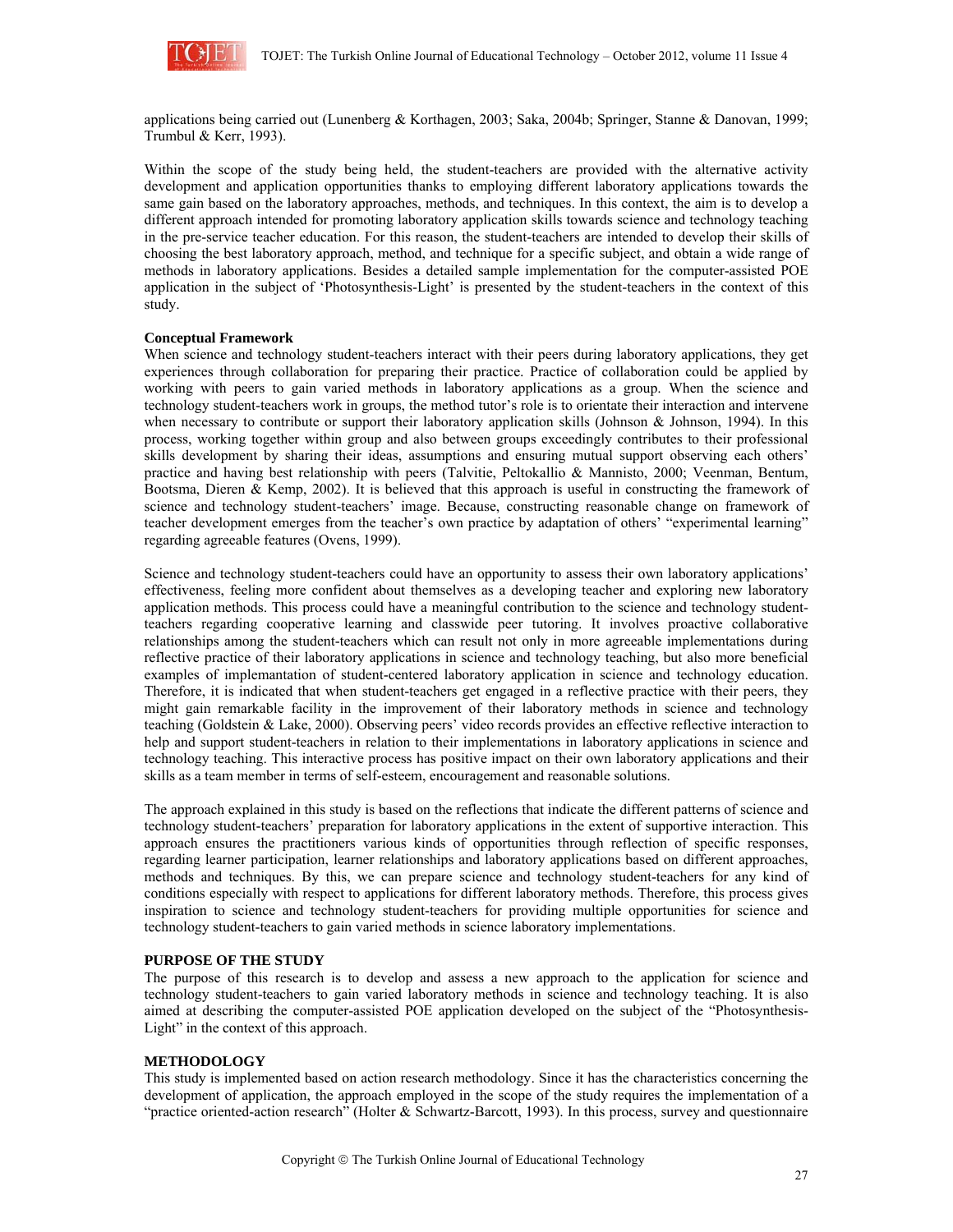applications being carried out (Lunenberg & Korthagen, 2003; Saka, 2004b; Springer, Stanne & Danovan, 1999; Trumbul & Kerr, 1993).

Within the scope of the study being held, the student-teachers are provided with the alternative activity development and application opportunities thanks to employing different laboratory applications towards the same gain based on the laboratory approaches, methods, and techniques. In this context, the aim is to develop a different approach intended for promoting laboratory application skills towards science and technology teaching in the pre-service teacher education. For this reason, the student-teachers are intended to develop their skills of choosing the best laboratory approach, method, and technique for a specific subject, and obtain a wide range of methods in laboratory applications. Besides a detailed sample implementation for the computer-assisted POE application in the subject of 'Photosynthesis-Light' is presented by the student-teachers in the context of this study.

**Conceptual Framework**

When science and technology student-teachers interact with their peers during laboratory applications, they get experiences through collaboration for preparing their practice. Practice of collaboration could be applied by working with peers to gain varied methods in laboratory applications as a group. When the science and technology student-teachers work in groups, the method tutor's role is to orientate their interaction and intervene when necessary to contribute or support their laboratory application skills (Johnson & Johnson, 1994). In this process, working together within group and also between groups exceedingly contributes to their professional skills development by sharing their ideas, assumptions and ensuring mutual support observing each others' practice and having best relationship with peers (Talvitie, Peltokallio & Mannisto, 2000; Veenman, Bentum, Bootsma, Dieren & Kemp, 2002). It is believed that this approach is useful in constructing the framework of science and technology student-teachers' image. Because, constructing reasonable change on framework of teacher development emerges from the teacher's own practice by adaptation of others' "experimental learning" regarding agreeable features (Ovens, 1999).

Science and technology student-teachers could have an opportunity to assess their own laboratory applications' effectiveness, feeling more confident about themselves as a developing teacher and exploring new laboratory application methods. This process could have a meaningful contribution to the science and technology student-teachers regarding cooperative learning and classwide peer tutoring. It involves proactive collaborative relationships among the student-teachers which can result not only in more agreeable implementations during reflective practice of their laboratory applications in science and technology teaching, but also more beneficial examples of implemantation of student-centered laboratory application in science and technology education. Therefore, it is indicated that when student-teachers get engaged in a reflective practice with their peers, they might gain remarkable facility in the improvement of their laboratory methods in science and technology teaching (Goldstein & Lake, 2000). Observing peers' video records provides an effective reflective interaction to help and support student-teachers in relation to their implementations in laboratory applications in science and technology teaching. This interactive process has positive impact on their own laboratory applications and their skills as a team member in terms of self-esteem, encouragement and reasonable solutions.

The approach explained in this study is based on the reflections that indicate the different patterns of science and technology student-teachers' preparation for laboratory applications in the extent of supportive interaction. This approach ensures the practitioners various kinds of opportunities through reflection of specific responses, regarding learner participation, learner relationships and laboratory applications based on different approaches, methods and techniques. By this, we can prepare science and technology student-teachers for any kind of conditions especially with respect to applications for different laboratory methods. Therefore, this process gives inspiration to science and technology student-teachers for providing multiple opportunities for science and technology student-teachers to gain varied methods in science laboratory implementations.

## PURPOSE OF THE STUDY

The purpose of this research is to develop and assess a new approach to the application for science and technology student-teachers to gain varied laboratory methods in science and technology teaching. It is also aimed at describing the computer-assisted POE application developed on the subject of the "Photosynthesis-Light" in the context of this approach.

## METHODOLOGY

This study is implemented based on action research methodology. Since it has the characteristics concerning the development of application, the approach employed in the scope of the study requires the implementation of a "practice oriented-action research" (Holter & Schwartz-Barcott, 1993). In this process, survey and questionnaire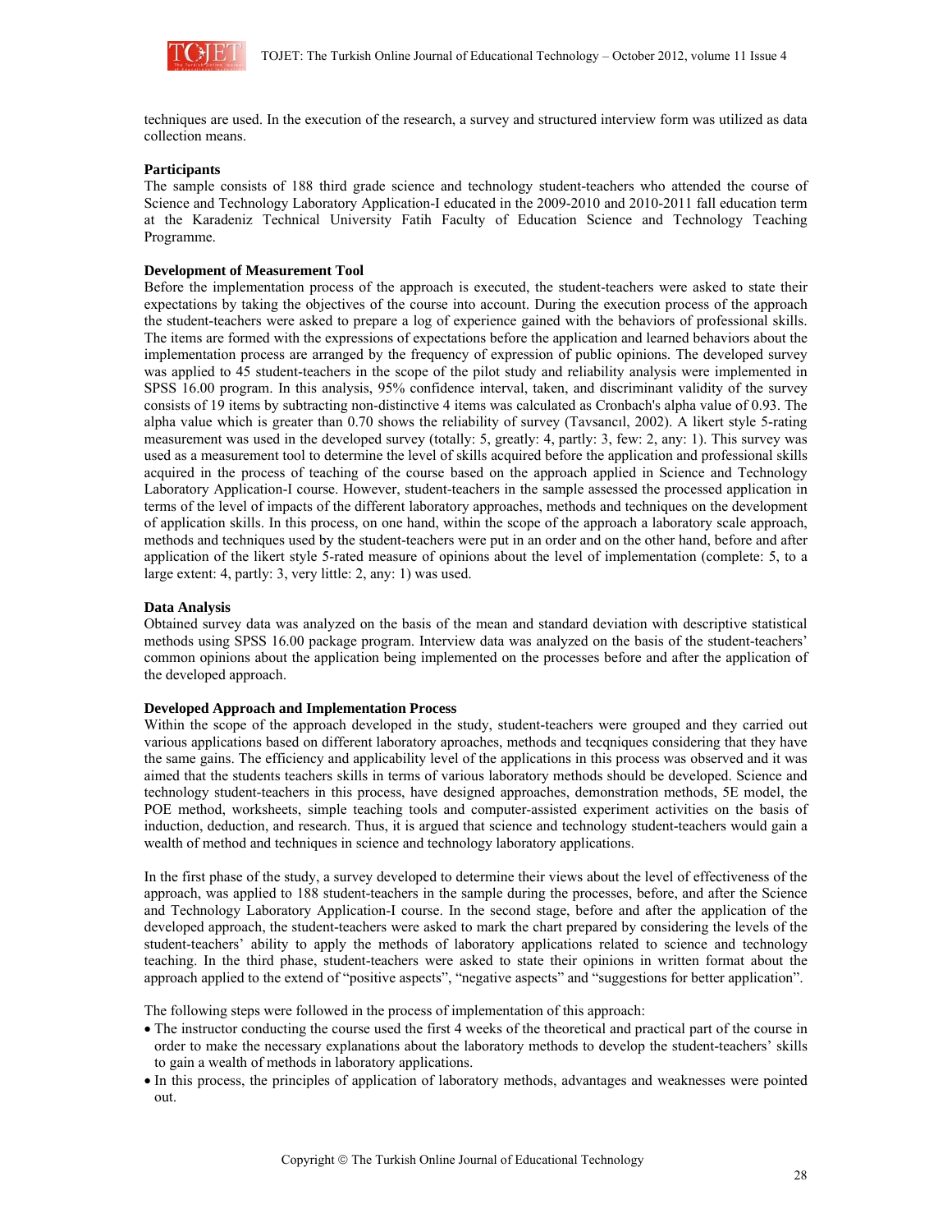techniques are used. In the execution of the research, a survey and structured interview form was utilized as data collection means.

**Participants**

The sample consists of 188 third grade science and technology student-teachers who attended the course of Science and Technology Laboratory Application-I educated in the 2009-2010 and 2010-2011 fall education term at the Karadeniz Technical University Fatih Faculty of Education Science and Technology Teaching Programme.

**Development of Measurement Tool**

Before the implementation process of the approach is executed, the student-teachers were asked to state their expectations by taking the objectives of the course into account. During the execution process of the approach the student-teachers were asked to prepare a log of experience gained with the behaviors of professional skills. The items are formed with the expressions of expectations before the application and learned behaviors about the implementation process are arranged by the frequency of expression of public opinions. The developed survey was applied to 45 student-teachers in the scope of the pilot study and reliability analysis were implemented in SPSS 16.00 program. In this analysis, 95% confidence interval, taken, and discriminant validity of the survey consists of 19 items by subtracting non-distinctive 4 items was calculated as Cronbach's alpha value of 0.93. The alpha value which is greater than 0.70 shows the reliability of survey (Tavsancıl, 2002). A likert style 5-rating measurement was used in the developed survey (totally: 5, greatly: 4, partly: 3, few: 2, any: 1). This survey was used as a measurement tool to determine the level of skills acquired before the application and professional skills acquired in the process of teaching of the course based on the approach applied in Science and Technology Laboratory Application-I course. However, student-teachers in the sample assessed the processed application in terms of the level of impacts of the different laboratory approaches, methods and techniques on the development of application skills. In this process, on one hand, within the scope of the approach a laboratory scale approach, methods and techniques used by the student-teachers were put in an order and on the other hand, before and after application of the likert style 5-rated measure of opinions about the level of implementation (complete: 5, to a large extent: 4, partly: 3, very little: 2, any: 1) was used.

**Data Analysis**

Obtained survey data was analyzed on the basis of the mean and standard deviation with descriptive statistical methods using SPSS 16.00 package program. Interview data was analyzed on the basis of the student-teachers' common opinions about the application being implemented on the processes before and after the application of the developed approach.

**Developed Approach and Implementation Process**

Within the scope of the approach developed in the study, student-teachers were grouped and they carried out various applications based on different laboratory aproaches, methods and tecqniques considering that they have the same gains. The efficiency and applicability level of the applications in this process was observed and it was aimed that the students teachers skills in terms of various laboratory methods should be developed. Science and technology student-teachers in this process, have designed approaches, demonstration methods, 5E model, the POE method, worksheets, simple teaching tools and computer-assisted experiment activities on the basis of induction, deduction, and research. Thus, it is argued that science and technology student-teachers would gain a wealth of method and techniques in science and technology laboratory applications.

In the first phase of the study, a survey developed to determine their views about the level of effectiveness of the approach, was applied to 188 student-teachers in the sample during the processes, before, and after the Science and Technology Laboratory Application-I course. In the second stage, before and after the application of the developed approach, the student-teachers were asked to mark the chart prepared by considering the levels of the student-teachers' ability to apply the methods of laboratory applications related to science and technology teaching. In the third phase, student-teachers were asked to state their opinions in written format about the approach applied to the extend of "positive aspects", "negative aspects" and "suggestions for better application".

The following steps were followed in the process of implementation of this approach:

- The instructor conducting the course used the first 4 weeks of the theoretical and practical part of the course in order to make the necessary explanations about the laboratory methods to develop the student-teachers' skills to gain a wealth of methods in laboratory applications.
- In this process, the principles of application of laboratory methods, advantages and weaknesses were pointed out.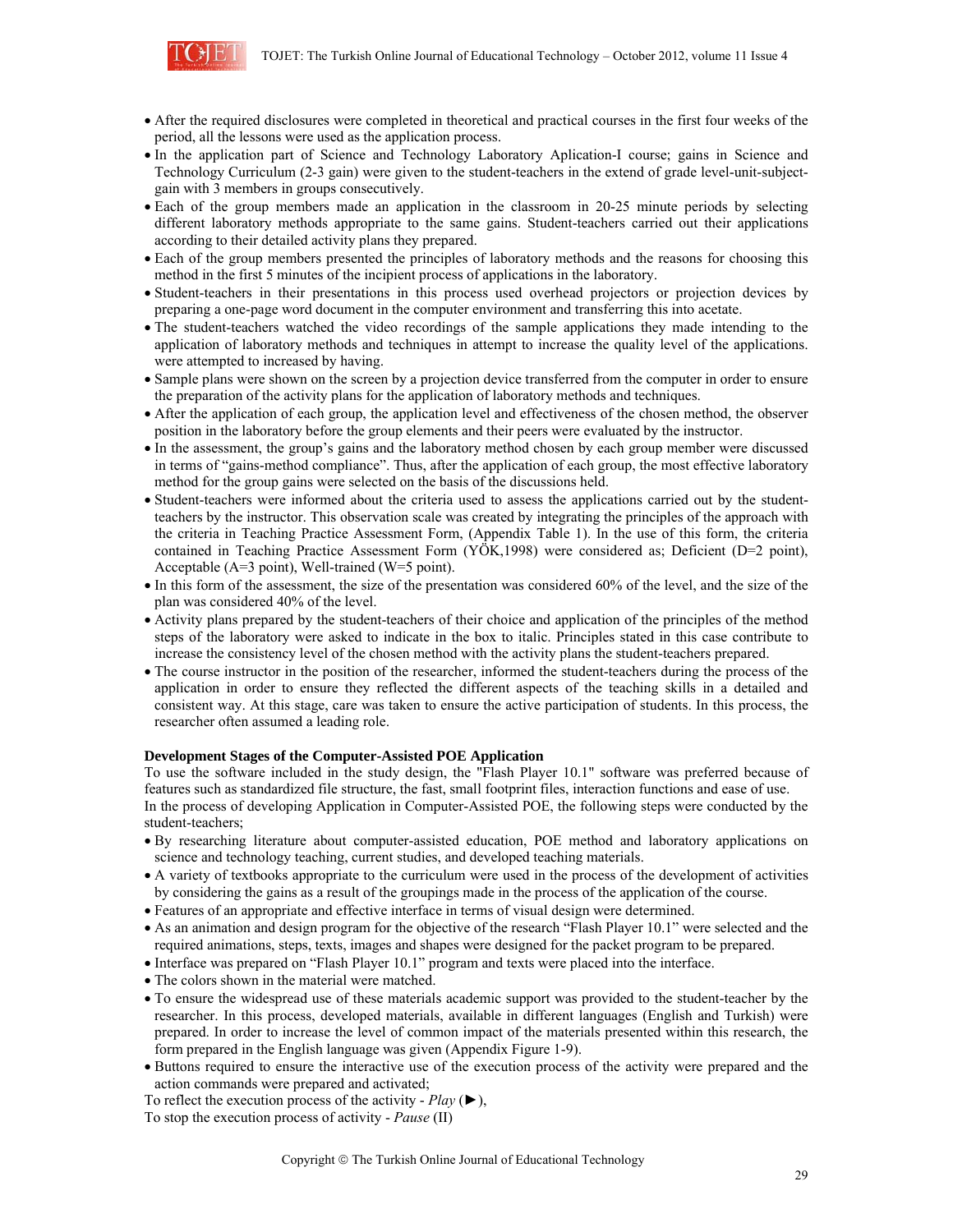- After the required disclosures were completed in theoretical and practical courses in the first four weeks of the period, all the lessons were used as the application process.
- In the application part of Science and Technology Laboratory Aplication-I course; gains in Science and Technology Curriculum (2-3 gain) were given to the student-teachers in the extend of grade level-unit-subject-gain with 3 members in groups consecutively.
- Each of the group members made an application in the classroom in 20-25 minute periods by selecting different laboratory methods appropriate to the same gains. Student-teachers carried out their applications according to their detailed activity plans they prepared.
- Each of the group members presented the principles of laboratory methods and the reasons for choosing this method in the first 5 minutes of the incipient process of applications in the laboratory.
- Student-teachers in their presentations in this process used overhead projectors or projection devices by preparing a one-page word document in the computer environment and transferring this into acetate.
- The student-teachers watched the video recordings of the sample applications they made intending to the application of laboratory methods and techniques in attempt to increase the quality level of the applications. were attempted to increased by having.
- Sample plans were shown on the screen by a projection device transferred from the computer in order to ensure the preparation of the activity plans for the application of laboratory methods and techniques.
- After the application of each group, the application level and effectiveness of the chosen method, the observer position in the laboratory before the group elements and their peers were evaluated by the instructor.
- In the assessment, the group's gains and the laboratory method chosen by each group member were discussed in terms of "gains-method compliance". Thus, after the application of each group, the most effective laboratory method for the group gains were selected on the basis of the discussions held.
- Student-teachers were informed about the criteria used to assess the applications carried out by the student-teachers by the instructor. This observation scale was created by integrating the principles of the approach with the criteria in Teaching Practice Assessment Form, (Appendix Table 1). In the use of this form, the criteria contained in Teaching Practice Assessment Form (YÖK,1998) were considered as; Deficient (D=2 point), Acceptable (A=3 point), Well-trained (W=5 point).
- In this form of the assessment, the size of the presentation was considered 60% of the level, and the size of the plan was considered 40% of the level.
- Activity plans prepared by the student-teachers of their choice and application of the principles of the method steps of the laboratory were asked to indicate in the box to italic. Principles stated in this case contribute to increase the consistency level of the chosen method with the activity plans the student-teachers prepared.
- The course instructor in the position of the researcher, informed the student-teachers during the process of the application in order to ensure they reflected the different aspects of the teaching skills in a detailed and consistent way. At this stage, care was taken to ensure the active participation of students. In this process, the researcher often assumed a leading role.

**Development Stages of the Computer-Assisted POE Application**

To use the software included in the study design, the "Flash Player 10.1" software was preferred because of features such as standardized file structure, the fast, small footprint files, interaction functions and ease of use.
In the process of developing Application in Computer-Assisted POE, the following steps were conducted by the student-teachers;

- By researching literature about computer-assisted education, POE method and laboratory applications on science and technology teaching, current studies, and developed teaching materials.
- A variety of textbooks appropriate to the curriculum were used in the process of the development of activities by considering the gains as a result of the groupings made in the process of the application of the course.
- Features of an appropriate and effective interface in terms of visual design were determined.
- As an animation and design program for the objective of the research "Flash Player 10.1" were selected and the required animations, steps, texts, images and shapes were designed for the packet program to be prepared.
- Interface was prepared on "Flash Player 10.1" program and texts were placed into the interface.
- The colors shown in the material were matched.
- To ensure the widespread use of these materials academic support was provided to the student-teacher by the researcher. In this process, developed materials, available in different languages (English and Turkish) were prepared. In order to increase the level of common impact of the materials presented within this research, the form prepared in the English language was given (Appendix Figure 1-9).
- Buttons required to ensure the interactive use of the execution process of the activity were prepared and the action commands were prepared and activated;

To reflect the execution process of the activity - *Play* (►),
To stop the execution process of activity - *Pause* (II)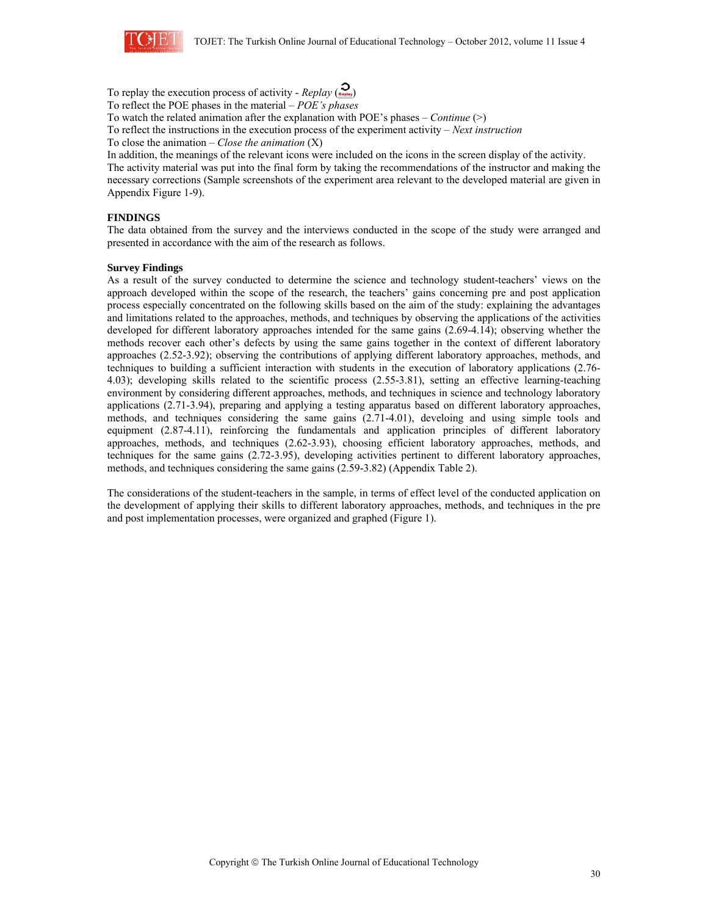To replay the execution process of activity - *Replay* (Replay)
To reflect the POE phases in the material – *POE's phases*
To watch the related animation after the explanation with POE's phases – *Continue* (>)
To reflect the instructions in the execution process of the experiment activity – *Next instruction*
To close the animation – *Close the animation* (X)
In addition, the meanings of the relevant icons were included on the icons in the screen display of the activity. The activity material was put into the final form by taking the recommendations of the instructor and making the necessary corrections (Sample screenshots of the experiment area relevant to the developed material are given in Appendix Figure 1-9).

## FINDINGS

The data obtained from the survey and the interviews conducted in the scope of the study were arranged and presented in accordance with the aim of the research as follows.

### Survey Findings

As a result of the survey conducted to determine the science and technology student-teachers' views on the approach developed within the scope of the research, the teachers' gains concerning pre and post application process especially concentrated on the following skills based on the aim of the study: explaining the advantages and limitations related to the approaches, methods, and techniques by observing the applications of the activities developed for different laboratory approaches intended for the same gains (2.69-4.14); observing whether the methods recover each other's defects by using the same gains together in the context of different laboratory approaches (2.52-3.92); observing the contributions of applying different laboratory approaches, methods, and techniques to building a sufficient interaction with students in the execution of laboratory applications (2.76-4.03); developing skills related to the scientific process (2.55-3.81), setting an effective learning-teaching environment by considering different approaches, methods, and techniques in science and technology laboratory applications (2.71-3.94), preparing and applying a testing apparatus based on different laboratory approaches, methods, and techniques considering the same gains (2.71-4.01), develoing and using simple tools and equipment (2.87-4.11), reinforcing the fundamentals and application principles of different laboratory approaches, methods, and techniques (2.62-3.93), choosing efficient laboratory approaches, methods, and techniques for the same gains (2.72-3.95), developing activities pertinent to different laboratory approaches, methods, and techniques considering the same gains (2.59-3.82) (Appendix Table 2).

The considerations of the student-teachers in the sample, in terms of effect level of the conducted application on the development of applying their skills to different laboratory approaches, methods, and techniques in the pre and post implementation processes, were organized and graphed (Figure 1).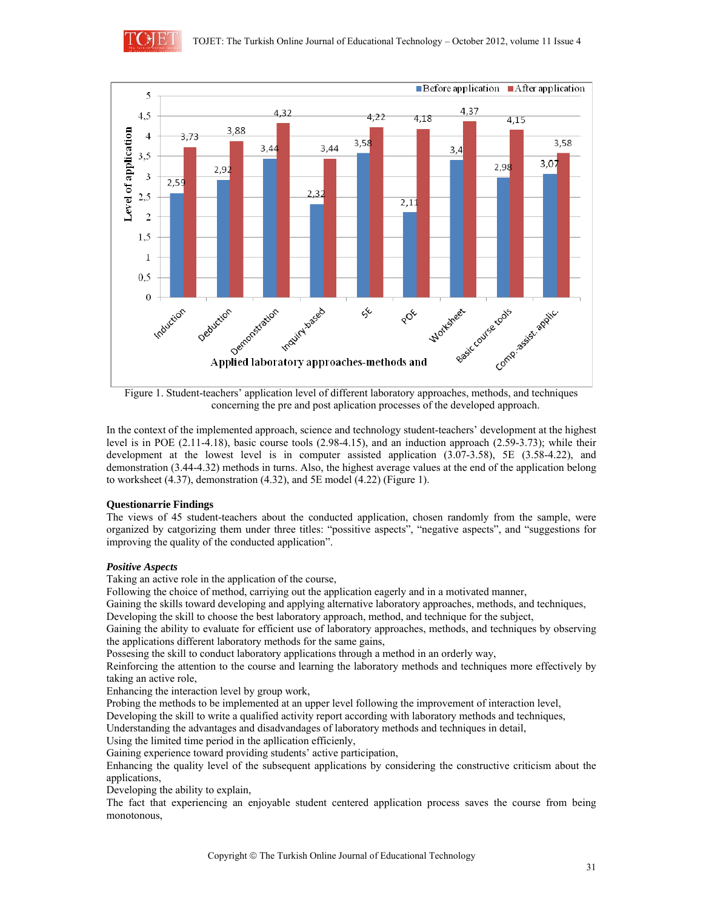Figure 1. Student-teachers' application level of different laboratory approaches, methods, and techniques concerning the pre and post aplication processes of the developed approach.

In the context of the implemented approach, science and technology student-teachers' development at the highest level is in POE (2.11-4.18), basic course tools (2.98-4.15), and an induction approach (2.59-3.73); while their development at the lowest level is in computer assisted application (3.07-3.58), 5E (3.58-4.22), and demonstration (3.44-4.32) methods in turns. Also, the highest average values at the end of the application belong to worksheet (4.37), demonstration (4.32), and 5E model (4.22) (Figure 1).

**Questionarrie Findings**

The views of 45 student-teachers about the conducted application, chosen randomly from the sample, were organized by catgorizing them under three titles: "possitive aspects", "negative aspects", and "suggestions for improving the quality of the conducted application".

***Positive Aspects***

Taking an active role in the application of the course,
Following the choice of method, carriying out the application eagerly and in a motivated manner,
Gaining the skills toward developing and applying alternative laboratory approaches, methods, and techniques,
Developing the skill to choose the best laboratory approach, method, and technique for the subject,
Gaining the ability to evaluate for efficient use of laboratory approaches, methods, and techniques by observing the applications different laboratory methods for the same gains,
Possesing the skill to conduct laboratory applications through a method in an orderly way,
Reinforcing the attention to the course and learning the laboratory methods and techniques more effectively by taking an active role,
Enhancing the interaction level by group work,
Probing the methods to be implemented at an upper level following the improvement of interaction level,
Developing the skill to write a qualified activity report according with laboratory methods and techniques,
Understanding the advantages and disadvandages of laboratory methods and techniques in detail,
Using the limited time period in the apllication efficiently,
Gaining experience toward providing students' active participation,
Enhancing the quality level of the subsequent applications by considering the constructive criticism about the applications,
Developing the ability to explain,
The fact that experiencing an enjoyable student centered application process saves the course from being monotonous,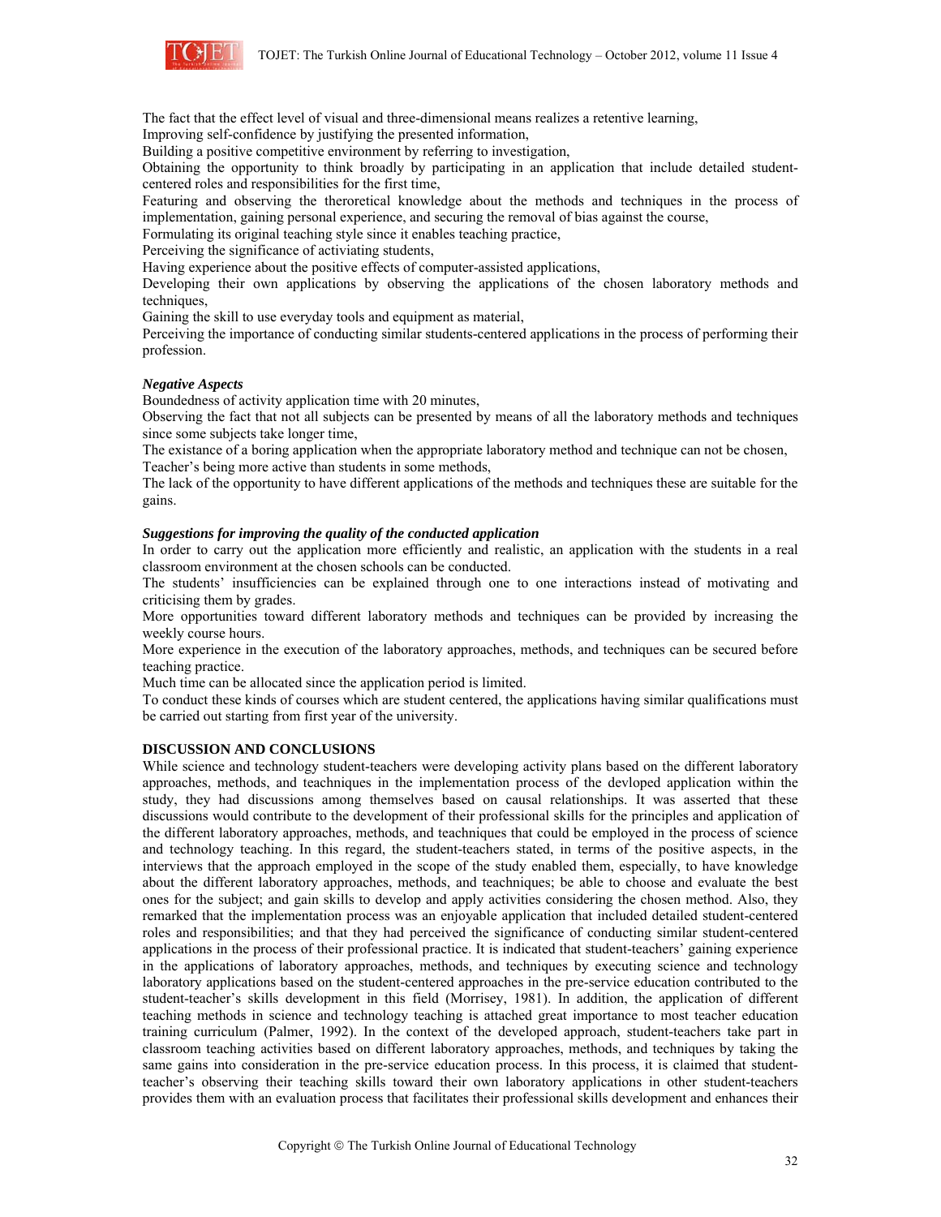The fact that the effect level of visual and three-dimensional means realizes a retentive learning,

Improving self-confidence by justifying the presented information,

Building a positive competitive environment by referring to investigation,

Obtaining the opportunity to think broadly by participating in an application that include detailed student-centered roles and responsibilities for the first time,

Featuring and observing the theroretical knowledge about the methods and techniques in the process of implementation, gaining personal experience, and securing the removal of bias against the course,

Formulating its original teaching style since it enables teaching practice,

Perceiving the significance of activiating students,

Having experience about the positive effects of computer-assisted applications,

Developing their own applications by observing the applications of the chosen laboratory methods and techniques,

Gaining the skill to use everyday tools and equipment as material,

Perceiving the importance of conducting similar students-centered applications in the process of performing their profession.

***Negative Aspects***

Boundedness of activity application time with 20 minutes,

Observing the fact that not all subjects can be presented by means of all the laboratory methods and techniques since some subjects take longer time,

The existance of a boring application when the appropriate laboratory method and technique can not be chosen,

Teacher's being more active than students in some methods,

The lack of the opportunity to have different applications of the methods and techniques these are suitable for the gains.

***Suggestions for improving the quality of the conducted application***

In order to carry out the application more efficiently and realistic, an application with the students in a real classroom environment at the chosen schools can be conducted.

The students' insufficiencies can be explained through one to one interactions instead of motivating and criticising them by grades.

More opportunities toward different laboratory methods and techniques can be provided by increasing the weekly course hours.

More experience in the execution of the laboratory approaches, methods, and techniques can be secured before teaching practice.

Much time can be allocated since the application period is limited.

To conduct these kinds of courses which are student centered, the applications having similar qualifications must be carried out starting from first year of the university.

## DISCUSSION AND CONCLUSIONS

While science and technology student-teachers were developing activity plans based on the different laboratory approaches, methods, and teachniques in the implementation process of the devloped application within the study, they had discussions among themselves based on causal relationships. It was asserted that these discussions would contribute to the development of their professional skills for the principles and application of the different laboratory approaches, methods, and teachniques that could be employed in the process of science and technology teaching. In this regard, the student-teachers stated, in terms of the positive aspects, in the interviews that the approach employed in the scope of the study enabled them, especially, to have knowledge about the different laboratory approaches, methods, and teachniques; be able to choose and evaluate the best ones for the subject; and gain skills to develop and apply activities considering the chosen method. Also, they remarked that the implementation process was an enjoyable application that included detailed student-centered roles and responsibilities; and that they had perceived the significance of conducting similar student-centered applications in the process of their professional practice. It is indicated that student-teachers' gaining experience in the applications of laboratory approaches, methods, and techniques by executing science and technology laboratory applications based on the student-centered approaches in the pre-service education contributed to the student-teacher's skills development in this field (Morrisey, 1981). In addition, the application of different teaching methods in science and technology teaching is attached great importance to most teacher education training curriculum (Palmer, 1992). In the context of the developed approach, student-teachers take part in classroom teaching activities based on different laboratory approaches, methods, and techniques by taking the same gains into consideration in the pre-service education process. In this process, it is claimed that student-teacher's observing their teaching skills toward their own laboratory applications in other student-teachers provides them with an evaluation process that facilitates their professional skills development and enhances their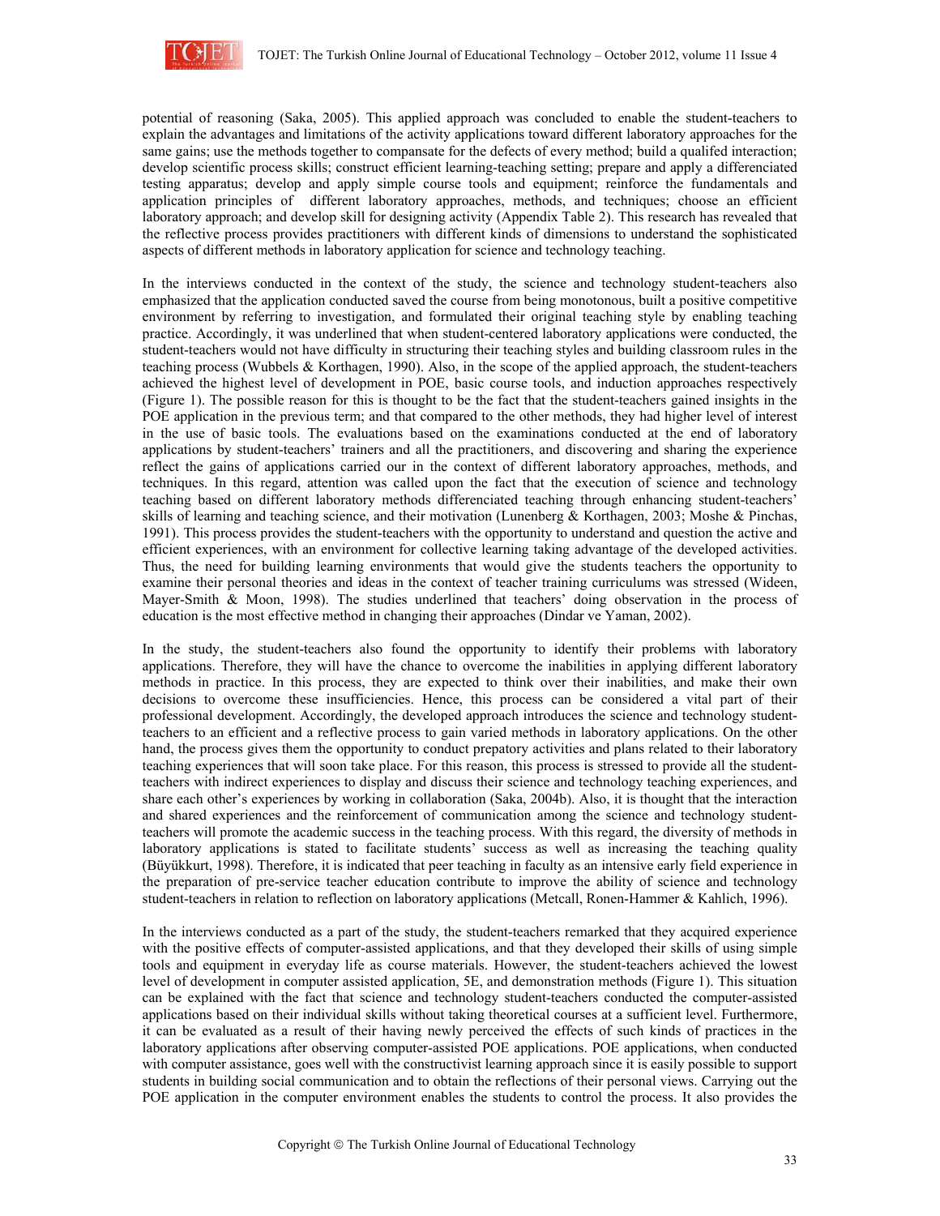potential of reasoning (Saka, 2005). This applied approach was concluded to enable the student-teachers to explain the advantages and limitations of the activity applications toward different laboratory approaches for the same gains; use the methods together to compansate for the defects of every method; build a qualifed interaction; develop scientific process skills; construct efficient learning-teaching setting; prepare and apply a differenciated testing apparatus; develop and apply simple course tools and equipment; reinforce the fundamentals and application principles of different laboratory approaches, methods, and techniques; choose an efficient laboratory approach; and develop skill for designing activity (Appendix Table 2). This research has revealed that the reflective process provides practitioners with different kinds of dimensions to understand the sophisticated aspects of different methods in laboratory application for science and technology teaching.

In the interviews conducted in the context of the study, the science and technology student-teachers also emphasized that the application conducted saved the course from being monotonous, built a positive competitive environment by referring to investigation, and formulated their original teaching style by enabling teaching practice. Accordingly, it was underlined that when student-centered laboratory applications were conducted, the student-teachers would not have difficulty in structuring their teaching styles and building classroom rules in the teaching process (Wubbels & Korthagen, 1990). Also, in the scope of the applied approach, the student-teachers achieved the highest level of development in POE, basic course tools, and induction approaches respectively (Figure 1). The possible reason for this is thought to be the fact that the student-teachers gained insights in the POE application in the previous term; and that compared to the other methods, they had higher level of interest in the use of basic tools. The evaluations based on the examinations conducted at the end of laboratory applications by student-teachers' trainers and all the practitioners, and discovering and sharing the experience reflect the gains of applications carried our in the context of different laboratory approaches, methods, and techniques. In this regard, attention was called upon the fact that the execution of science and technology teaching based on different laboratory methods differenciated teaching through enhancing student-teachers' skills of learning and teaching science, and their motivation (Lunenberg & Korthagen, 2003; Moshe & Pinchas, 1991). This process provides the student-teachers with the opportunity to understand and question the active and efficient experiences, with an environment for collective learning taking advantage of the developed activities. Thus, the need for building learning environments that would give the students teachers the opportunity to examine their personal theories and ideas in the context of teacher training curriculums was stressed (Wideen, Mayer-Smith & Moon, 1998). The studies underlined that teachers' doing observation in the process of education is the most effective method in changing their approaches (Dindar ve Yaman, 2002).

In the study, the student-teachers also found the opportunity to identify their problems with laboratory applications. Therefore, they will have the chance to overcome the inabilities in applying different laboratory methods in practice. In this process, they are expected to think over their inabilities, and make their own decisions to overcome these insufficiencies. Hence, this process can be considered a vital part of their professional development. Accordingly, the developed approach introduces the science and technology student-teachers to an efficient and a reflective process to gain varied methods in laboratory applications. On the other hand, the process gives them the opportunity to conduct prepatory activities and plans related to their laboratory teaching experiences that will soon take place. For this reason, this process is stressed to provide all the student-teachers with indirect experiences to display and discuss their science and technology teaching experiences, and share each other's experiences by working in collaboration (Saka, 2004b). Also, it is thought that the interaction and shared experiences and the reinforcement of communication among the science and technology student-teachers will promote the academic success in the teaching process. With this regard, the diversity of methods in laboratory applications is stated to facilitate students' success as well as increasing the teaching quality (Büyükkurt, 1998). Therefore, it is indicated that peer teaching in faculty as an intensive early field experience in the preparation of pre-service teacher education contribute to improve the ability of science and technology student-teachers in relation to reflection on laboratory applications (Metcall, Ronen-Hammer & Kahlich, 1996).

In the interviews conducted as a part of the study, the student-teachers remarked that they acquired experience with the positive effects of computer-assisted applications, and that they developed their skills of using simple tools and equipment in everyday life as course materials. However, the student-teachers achieved the lowest level of development in computer assisted application, 5E, and demonstration methods (Figure 1). This situation can be explained with the fact that science and technology student-teachers conducted the computer-assisted applications based on their individual skills without taking theoretical courses at a sufficient level. Furthermore, it can be evaluated as a result of their having newly perceived the effects of such kinds of practices in the laboratory applications after observing computer-assisted POE applications. POE applications, when conducted with computer assistance, goes well with the constructivist learning approach since it is easily possible to support students in building social communication and to obtain the reflections of their personal views. Carrying out the POE application in the computer environment enables the students to control the process. It also provides the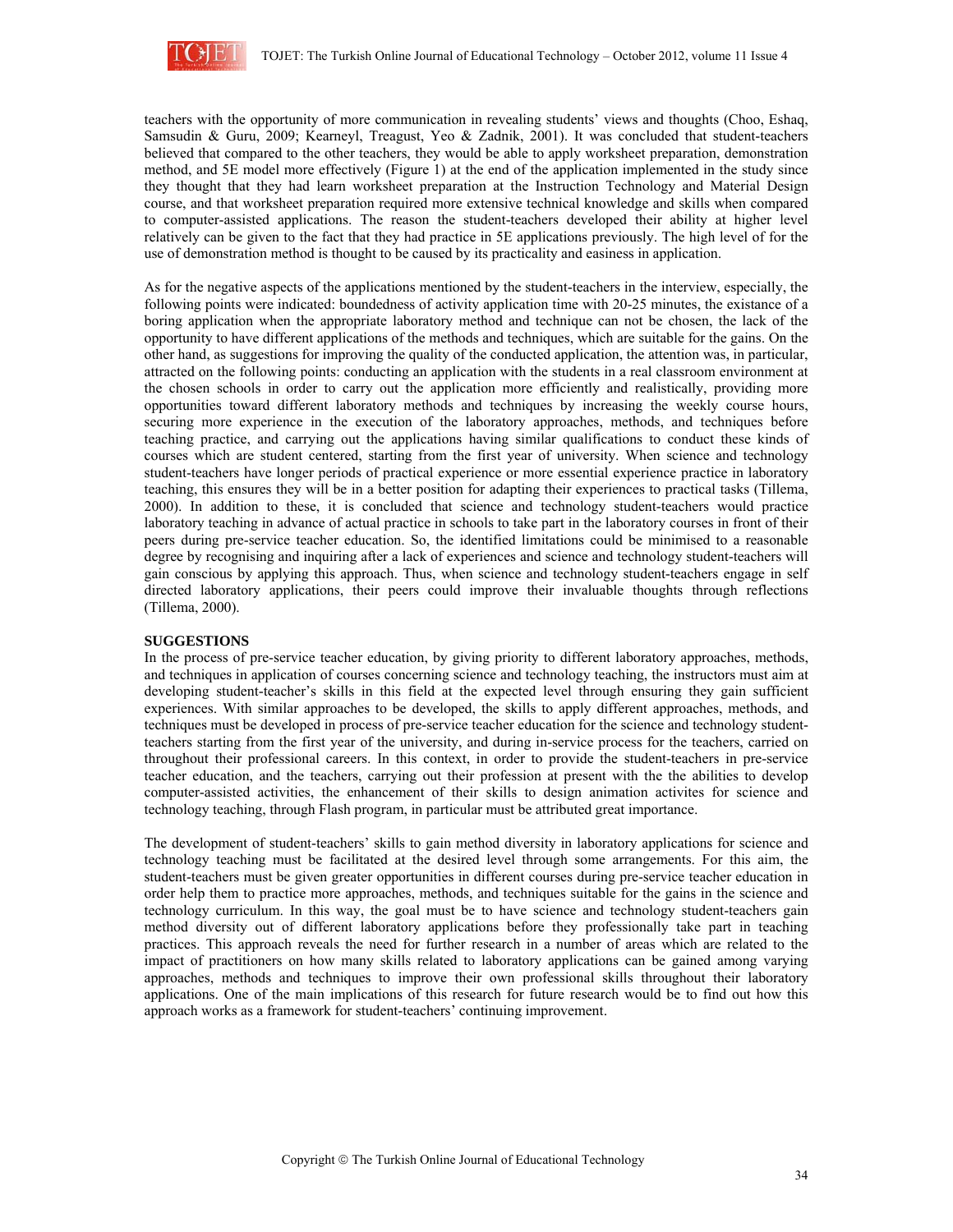teachers with the opportunity of more communication in revealing students' views and thoughts (Choo, Eshaq, Samsudin & Guru, 2009; Kearneyl, Treagust, Yeo & Zadnik, 2001). It was concluded that student-teachers believed that compared to the other teachers, they would be able to apply worksheet preparation, demonstration method, and 5E model more effectively (Figure 1) at the end of the application implemented in the study since they thought that they had learn worksheet preparation at the Instruction Technology and Material Design course, and that worksheet preparation required more extensive technical knowledge and skills when compared to computer-assisted applications. The reason the student-teachers developed their ability at higher level relatively can be given to the fact that they had practice in 5E applications previously. The high level of for the use of demonstration method is thought to be caused by its practicality and easiness in application.

As for the negative aspects of the applications mentioned by the student-teachers in the interview, especially, the following points were indicated: boundedness of activity application time with 20-25 minutes, the existance of a boring application when the appropriate laboratory method and technique can not be chosen, the lack of the opportunity to have different applications of the methods and techniques, which are suitable for the gains. On the other hand, as suggestions for improving the quality of the conducted application, the attention was, in particular, attracted on the following points: conducting an application with the students in a real classroom environment at the chosen schools in order to carry out the application more efficiently and realistically, providing more opportunities toward different laboratory methods and techniques by increasing the weekly course hours, securing more experience in the execution of the laboratory approaches, methods, and techniques before teaching practice, and carrying out the applications having similar qualifications to conduct these kinds of courses which are student centered, starting from the first year of university. When science and technology student-teachers have longer periods of practical experience or more essential experience practice in laboratory teaching, this ensures they will be in a better position for adapting their experiences to practical tasks (Tillema, 2000). In addition to these, it is concluded that science and technology student-teachers would practice laboratory teaching in advance of actual practice in schools to take part in the laboratory courses in front of their peers during pre-service teacher education. So, the identified limitations could be minimised to a reasonable degree by recognising and inquiring after a lack of experiences and science and technology student-teachers will gain conscious by applying this approach. Thus, when science and technology student-teachers engage in self directed laboratory applications, their peers could improve their invaluable thoughts through reflections (Tillema, 2000).

## SUGGESTIONS

In the process of pre-service teacher education, by giving priority to different laboratory approaches, methods, and techniques in application of courses concerning science and technology teaching, the instructors must aim at developing student-teacher's skills in this field at the expected level through ensuring they gain sufficient experiences. With similar approaches to be developed, the skills to apply different approaches, methods, and techniques must be developed in process of pre-service teacher education for the science and technology student-teachers starting from the first year of the university, and during in-service process for the teachers, carried on throughout their professional careers. In this context, in order to provide the student-teachers in pre-service teacher education, and the teachers, carrying out their profession at present with the the abilities to develop computer-assisted activities, the enhancement of their skills to design animation activites for science and technology teaching, through Flash program, in particular must be attributed great importance.

The development of student-teachers' skills to gain method diversity in laboratory applications for science and technology teaching must be facilitated at the desired level through some arrangements. For this aim, the student-teachers must be given greater opportunities in different courses during pre-service teacher education in order help them to practice more approaches, methods, and techniques suitable for the gains in the science and technology curriculum. In this way, the goal must be to have science and technology student-teachers gain method diversity out of different laboratory applications before they professionally take part in teaching practices. This approach reveals the need for further research in a number of areas which are related to the impact of practitioners on how many skills related to laboratory applications can be gained among varying approaches, methods and techniques to improve their own professional skills throughout their laboratory applications. One of the main implications of this research for future research would be to find out how this approach works as a framework for student-teachers' continuing improvement.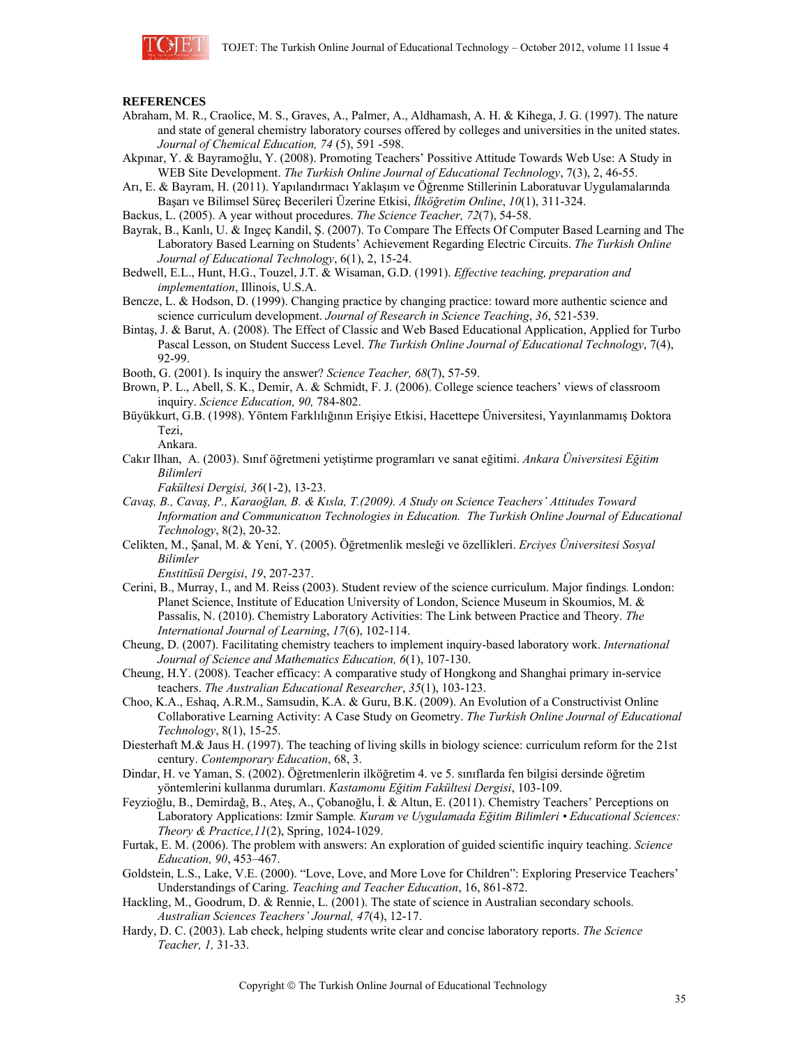**REFERENCES**

Abraham, M. R., Craolice, M. S., Graves, A., Palmer, A., Aldhamash, A. H. & Kihega, J. G. (1997). The nature and state of general chemistry laboratory courses offered by colleges and universities in the united states. *Journal of Chemical Education, 74* (5), 591 -598.

Akpınar, Y. & Bayramoğlu, Y. (2008). Promoting Teachers' Possitive Attitude Towards Web Use: A Study in WEB Site Development. *The Turkish Online Journal of Educational Technology*, 7(3), 2, 46-55.

Arı, E. & Bayram, H. (2011). Yapılandırmacı Yaklaşım ve Öğrenme Stillerinin Laboratuvar Uygulamalarında Başarı ve Bilimsel Süreç Becerileri Üzerine Etkisi, *İlköğretim Online*, *10*(1), 311-324.

Backus, L. (2005). A year without procedures. *The Science Teacher, 72*(7), 54-58.

Bayrak, B., Kanlı, U. & Ingeç Kandil, Ş. (2007). To Compare The Effects Of Computer Based Learning and The Laboratory Based Learning on Students' Achievement Regarding Electric Circuits. *The Turkish Online Journal of Educational Technology*, 6(1), 2, 15-24.

Bedwell, E.L., Hunt, H.G., Touzel, J.T. & Wisaman, G.D. (1991). *Effective teaching, preparation and implementation*, Illinois, U.S.A.

Bencze, L. & Hodson, D. (1999). Changing practice by changing practice: toward more authentic science and science curriculum development. *Journal of Research in Science Teaching*, *36*, 521-539.

Bintaş, J. & Barut, A. (2008). The Effect of Classic and Web Based Educational Application, Applied for Turbo Pascal Lesson, on Student Success Level. *The Turkish Online Journal of Educational Technology*, 7(4), 92-99.

Booth, G. (2001). Is inquiry the answer? *Science Teacher, 68*(7), 57-59.

Brown, P. L., Abell, S. K., Demir, A. & Schmidt, F. J. (2006). College science teachers' views of classroom inquiry. *Science Education, 90,* 784-802.

Büyükkurt, G.B. (1998). Yöntem Farklılığının Erişiye Etkisi, Hacettepe Üniversitesi, Yayınlanmamış Doktora Tezi, Ankara.

Cakır Ilhan, A. (2003). Sınıf öğretmeni yetiştirme programları ve sanat eğitimi. *Ankara Üniversitesi Eğitim Bilimleri Fakültesi Dergisi, 36*(1-2), 13-23.

*Cavaş, B., Cavaş, P., Karaoğlan, B. & Kısla, T.(2009). A Study on Science Teachers' Attitudes Toward Information and Communicatıon Technologies in Education. The Turkish Online Journal of Educational Technology*, 8(2), 20-32.

Celikten, M., Şanal, M. & Yeni, Y. (2005). Öğretmenlik mesleği ve özellikleri. *Erciyes Üniversitesi Sosyal Bilimler Enstitüsü Dergisi*, *19*, 207-237.

Cerini, B., Murray, I., and M. Reiss (2003). Student review of the science curriculum. Major findings*.* London: Planet Science, Institute of Education University of London, Science Museum in Skoumios, M. & Passalis, N. (2010). Chemistry Laboratory Activities: The Link between Practice and Theory. *The International Journal of Learning*, *17*(6), 102-114.

Cheung, D. (2007). Facilitating chemistry teachers to implement inquiry-based laboratory work. *International Journal of Science and Mathematics Education, 6*(1), 107-130.

Cheung, H.Y. (2008). Teacher efficacy: A comparative study of Hongkong and Shanghai primary in-service teachers. *The Australian Educational Researcher*, *35*(1), 103-123.

Choo, K.A., Eshaq, A.R.M., Samsudin, K.A. & Guru, B.K. (2009). An Evolution of a Constructivist Online Collaborative Learning Activity: A Case Study on Geometry. *The Turkish Online Journal of Educational Technology*, 8(1), 15-25.

Diesterhaft M.& Jaus H. (1997). The teaching of living skills in biology science: curriculum reform for the 21st century. *Contemporary Education*, 68, 3.

Dindar, H. ve Yaman, S. (2002). Öğretmenlerin ilköğretim 4. ve 5. sınıflarda fen bilgisi dersinde öğretim yöntemlerini kullanma durumları. *Kastamonu Eğitim Fakültesi Dergisi*, 103-109.

Feyzioğlu, B., Demirdağ, B., Ateş, A., Çobanoğlu, İ. & Altun, E. (2011). Chemistry Teachers' Perceptions on Laboratory Applications: Izmir Sample*. Kuram ve Uygulamada Eğitim Bilimleri • Educational Sciences: Theory & Practice,11*(2), Spring, 1024-1029.

Furtak, E. M. (2006). The problem with answers: An exploration of guided scientific inquiry teaching. *Science Education, 90*, 453–467.

Goldstein, L.S., Lake, V.E. (2000). "Love, Love, and More Love for Children": Exploring Preservice Teachers' Understandings of Caring. *Teaching and Teacher Education*, 16, 861-872.

Hackling, M., Goodrum, D. & Rennie, L. (2001). The state of science in Australian secondary schools. *Australian Sciences Teachers' Journal, 47*(4), 12-17.

Hardy, D. C. (2003). Lab check, helping students write clear and concise laboratory reports. *The Science Teacher, 1,* 31-33.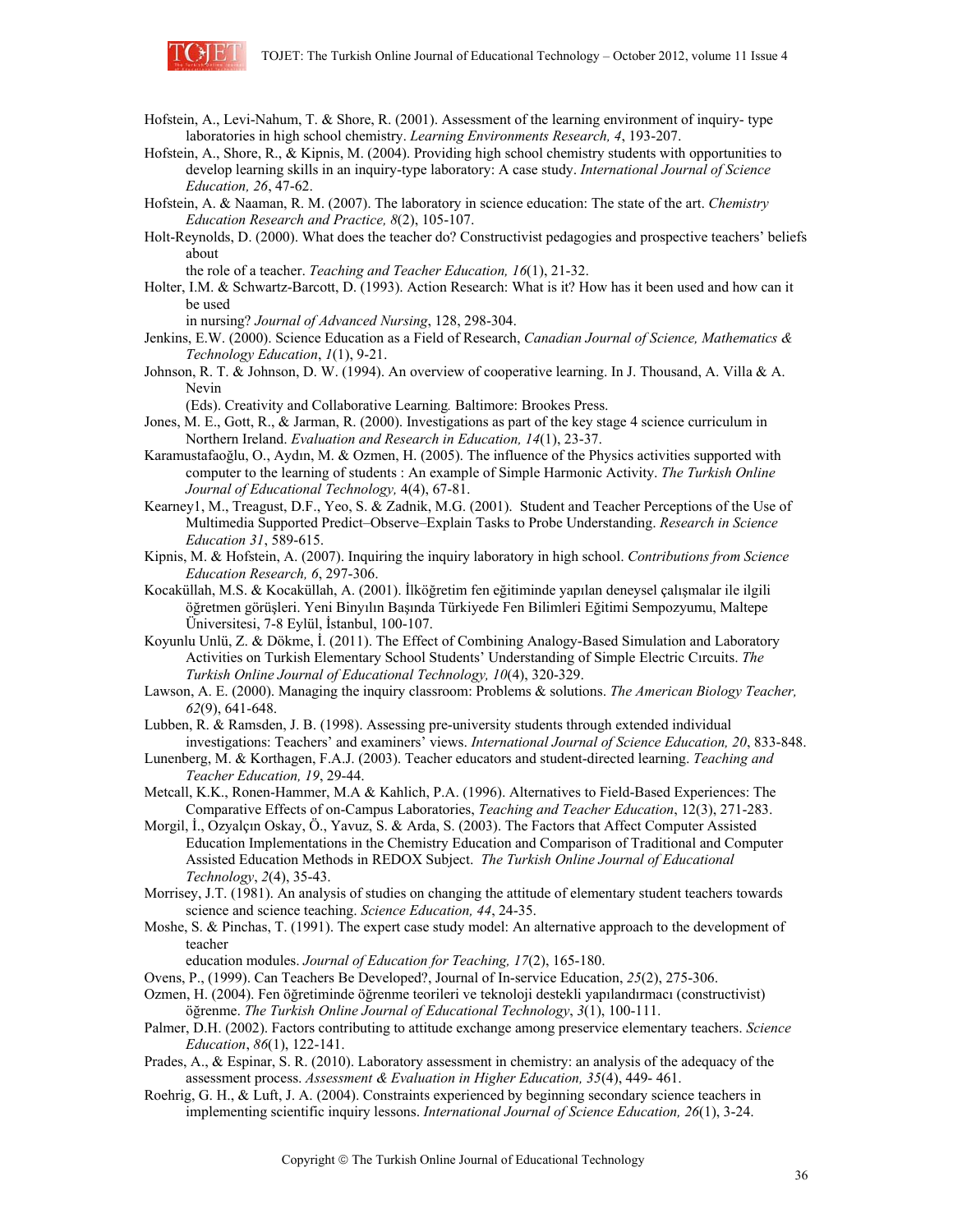Hofstein, A., Levi-Nahum, T. & Shore, R. (2001). Assessment of the learning environment of inquiry- type laboratories in high school chemistry. *Learning Environments Research, 4*, 193-207.

Hofstein, A., Shore, R., & Kipnis, M. (2004). Providing high school chemistry students with opportunities to develop learning skills in an inquiry-type laboratory: A case study. *International Journal of Science Education, 26*, 47-62.

Hofstein, A. & Naaman, R. M. (2007). The laboratory in science education: The state of the art. *Chemistry Education Research and Practice, 8*(2), 105-107.

Holt-Reynolds, D. (2000). What does the teacher do? Constructivist pedagogies and prospective teachers' beliefs about the role of a teacher. *Teaching and Teacher Education, 16*(1), 21-32.

Holter, I.M. & Schwartz-Barcott, D. (1993). Action Research: What is it? How has it been used and how can it be used in nursing? *Journal of Advanced Nursing*, 128, 298-304.

Jenkins, E.W. (2000). Science Education as a Field of Research, *Canadian Journal of Science, Mathematics & Technology Education*, *1*(1), 9-21.

Johnson, R. T. & Johnson, D. W. (1994). An overview of cooperative learning. In J. Thousand, A. Villa & A. Nevin (Eds). Creativity and Collaborative Learning*.* Baltimore: Brookes Press.

Jones, M. E., Gott, R., & Jarman, R. (2000). Investigations as part of the key stage 4 science curriculum in Northern Ireland. *Evaluation and Research in Education, 14*(1), 23-37.

Karamustafaoğlu, O., Aydın, M. & Ozmen, H. (2005). The influence of the Physics activities supported with computer to the learning of students : An example of Simple Harmonic Activity. *The Turkish Online Journal of Educational Technology,* 4(4), 67-81.

Kearney1, M., Treagust, D.F., Yeo, S. & Zadnik, M.G. (2001). Student and Teacher Perceptions of the Use of Multimedia Supported Predict–Observe–Explain Tasks to Probe Understanding. *Research in Science Education 31*, 589-615.

Kipnis, M. & Hofstein, A. (2007). Inquiring the inquiry laboratory in high school. *Contributions from Science Education Research, 6*, 297-306.

Kocaküllah, M.S. & Kocaküllah, A. (2001). İlköğretim fen eğitiminde yapılan deneysel çalışmalar ile ilgili öğretmen görüşleri. Yeni Binyılın Başında Türkiyede Fen Bilimleri Eğitimi Sempozyumu, Maltepe Üniversitesi, 7-8 Eylül, İstanbul, 100-107.

Koyunlu Unlü, Z. & Dökme, İ. (2011). The Effect of Combining Analogy-Based Simulation and Laboratory Activities on Turkish Elementary School Students' Understanding of Simple Electric Cırcuits. *The Turkish Online Journal of Educational Technology, 10*(4), 320-329.

Lawson, A. E. (2000). Managing the inquiry classroom: Problems & solutions. *The American Biology Teacher, 62*(9), 641-648.

Lubben, R. & Ramsden, J. B. (1998). Assessing pre-university students through extended individual investigations: Teachers' and examiners' views. *International Journal of Science Education, 20*, 833-848.

Lunenberg, M. & Korthagen, F.A.J. (2003). Teacher educators and student-directed learning. *Teaching and Teacher Education, 19*, 29-44.

Metcall, K.K., Ronen-Hammer, M.A & Kahlich, P.A. (1996). Alternatives to Field-Based Experiences: The Comparative Effects of on-Campus Laboratories, *Teaching and Teacher Education*, 12(3), 271-283.

Morgil, İ., Ozyalçın Oskay, Ö., Yavuz, S. & Arda, S. (2003). The Factors that Affect Computer Assisted Education Implementations in the Chemistry Education and Comparison of Traditional and Computer Assisted Education Methods in REDOX Subject. *The Turkish Online Journal of Educational Technology*, *2*(4), 35-43.

Morrisey, J.T. (1981). An analysis of studies on changing the attitude of elementary student teachers towards science and science teaching. *Science Education, 44*, 24-35.

Moshe, S. & Pinchas, T. (1991). The expert case study model: An alternative approach to the development of teacher education modules. *Journal of Education for Teaching, 17*(2), 165-180.

Ovens, P., (1999). Can Teachers Be Developed?, Journal of In-service Education, *25*(2), 275-306.

Ozmen, H. (2004). Fen öğretiminde öğrenme teorileri ve teknoloji destekli yapılandırmacı (constructivist) öğrenme. *The Turkish Online Journal of Educational Technology*, *3*(1), 100-111.

Palmer, D.H. (2002). Factors contributing to attitude exchange among preservice elementary teachers. *Science Education*, *86*(1), 122-141.

Prades, A., & Espinar, S. R. (2010). Laboratory assessment in chemistry: an analysis of the adequacy of the assessment process. *Assessment & Evaluation in Higher Education, 35*(4), 449- 461.

Roehrig, G. H., & Luft, J. A. (2004). Constraints experienced by beginning secondary science teachers in implementing scientific inquiry lessons. *International Journal of Science Education, 26*(1), 3-24.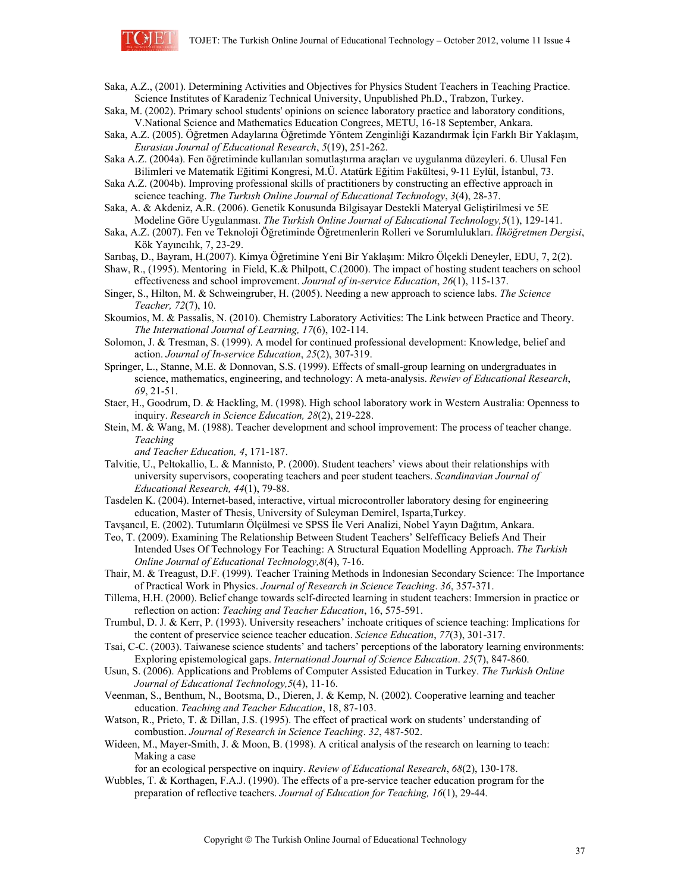Saka, A.Z., (2001). Determining Activities and Objectives for Physics Student Teachers in Teaching Practice. Science Institutes of Karadeniz Technical University, Unpublished Ph.D., Trabzon, Turkey.

Saka, M. (2002). Primary school students' opinions on science laboratory practice and laboratory conditions, V.National Science and Mathematics Education Congrees, METU, 16-18 September, Ankara.

Saka, A.Z. (2005). Öğretmen Adaylarına Öğretimde Yöntem Zenginliği Kazandırmak İçin Farklı Bir Yaklaşım, *Eurasian Journal of Educational Research*, *5*(19), 251-262.

Saka A.Z. (2004a). Fen öğretiminde kullanılan somutlaştırma araçları ve uygulanma düzeyleri. 6. Ulusal Fen Bilimleri ve Matematik Eğitimi Kongresi, M.Ü. Atatürk Eğitim Fakültesi, 9-11 Eylül, İstanbul, 73.

Saka A.Z. (2004b). Improving professional skills of practitioners by constructing an effective approach in science teaching. *The Turkısh Online Journal of Educational Technology*, *3*(4), 28-37.

Saka, A. & Akdeniz, A.R. (2006). Genetik Konusunda Bilgisayar Destekli Materyal Geliştirilmesi ve 5E Modeline Göre Uygulanması. *The Turkish Online Journal of Educational Technology,5*(1), 129-141.

Saka, A.Z. (2007). Fen ve Teknoloji Öğretiminde Öğretmenlerin Rolleri ve Sorumlulukları. *İlköğretmen Dergisi*, Kök Yayıncılık, 7, 23-29.

Sarıbaş, D., Bayram, H.(2007). Kimya Öğretimine Yeni Bir Yaklaşım: Mikro Ölçekli Deneyler, EDU, 7, 2(2).

Shaw, R., (1995). Mentoring in Field, K.& Philpott, C.(2000). The impact of hosting student teachers on school effectiveness and school improvement. *Journal of in-service Education*, *26*(1), 115-137.

Singer, S., Hilton, M. & Schweingruber, H. (2005). Needing a new approach to science labs. *The Science Teacher, 72*(7), 10.

Skoumios, M. & Passalis, N. (2010). Chemistry Laboratory Activities: The Link between Practice and Theory. *The International Journal of Learning, 17*(6), 102-114.

Solomon, J. & Tresman, S. (1999). A model for continued professional development: Knowledge, belief and action. *Journal of In-service Education*, *25*(2), 307-319.

Springer, L., Stanne, M.E. & Donnovan, S.S. (1999). Effects of small-group learning on undergraduates in science, mathematics, engineering, and technology: A meta-analysis. *Rewiev of Educational Research*, *69*, 21-51.

Staer, H., Goodrum, D. & Hackling, M. (1998). High school laboratory work in Western Australia: Openness to inquiry. *Research in Science Education, 28*(2), 219-228.

Stein, M. & Wang, M. (1988). Teacher development and school improvement: The process of teacher change. *Teaching and Teacher Education, 4*, 171-187.

Talvitie, U., Peltokallio, L. & Mannisto, P. (2000). Student teachers' views about their relationships with university supervisors, cooperating teachers and peer student teachers. *Scandinavian Journal of Educational Research, 44*(1), 79-88.

Tasdelen K. (2004). Internet-based, interactive, virtual microcontroller laboratory desing for engineering education, Master of Thesis, University of Suleyman Demirel, Isparta,Turkey.

Tavşancıl, E. (2002). Tutumların Ölçülmesi ve SPSS İle Veri Analizi, Nobel Yayın Dağıtım, Ankara.

Teo, T. (2009). Examining The Relationship Between Student Teachers' Selfefficacy Beliefs And Their Intended Uses Of Technology For Teaching: A Structural Equation Modelling Approach. *The Turkish Online Journal of Educational Technology,8*(4), 7-16.

Thair, M. & Treagust, D.F. (1999). Teacher Training Methods in Indonesian Secondary Science: The Importance of Practical Work in Physics. *Journal of Research in Science Teaching*. *36*, 357-371.

Tillema, H.H. (2000). Belief change towards self-directed learning in student teachers: Immersion in practice or reflection on action: *Teaching and Teacher Education*, 16, 575-591.

Trumbul, D. J. & Kerr, P. (1993). University reseachers' inchoate critiques of science teaching: Implications for the content of preservice science teacher education. *Science Education*, *77*(3), 301-317.

Tsai, C-C. (2003). Taiwanese science students' and tachers' perceptions of the laboratory learning environments: Exploring epistemological gaps. *International Journal of Science Education*. *25*(7), 847-860.

Usun, S. (2006). Applications and Problems of Computer Assisted Education in Turkey. *The Turkish Online Journal of Educational Technology,5*(4), 11-16.

Veenman, S., Benthum, N., Bootsma, D., Dieren, J. & Kemp, N. (2002). Cooperative learning and teacher education. *Teaching and Teacher Education*, 18, 87-103.

Watson, R., Prieto, T. & Dillan, J.S. (1995). The effect of practical work on students' understanding of combustion. *Journal of Research in Science Teaching*. *32*, 487-502.

Wideen, M., Mayer-Smith, J. & Moon, B. (1998). A critical analysis of the research on learning to teach: Making a case for an ecological perspective on inquiry. *Review of Educational Research*, *68*(2), 130-178.

Wubbles, T. & Korthagen, F.A.J. (1990). The effects of a pre-service teacher education program for the preparation of reflective teachers. *Journal of Education for Teaching, 16*(1), 29-44.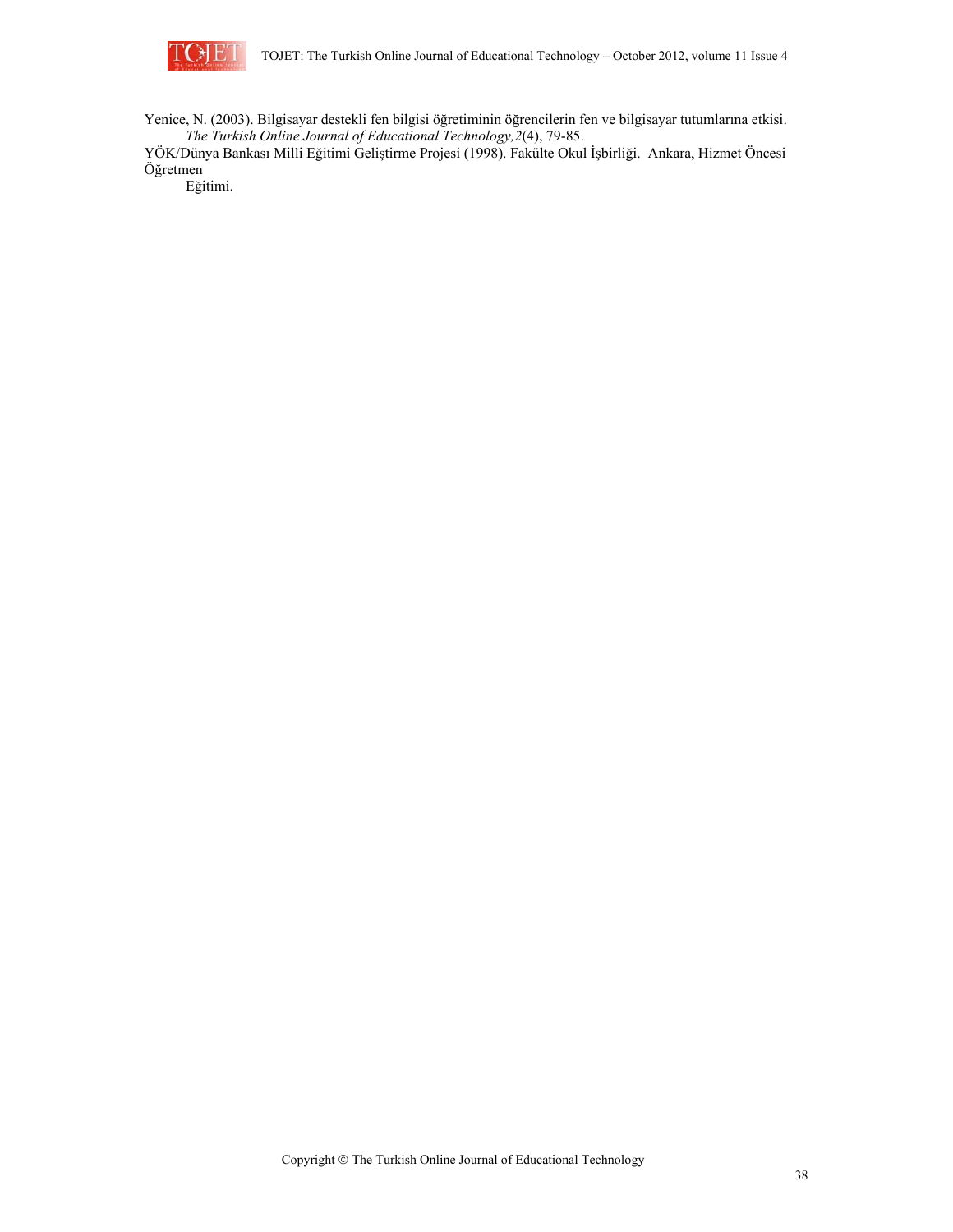Yenice, N. (2003). Bilgisayar destekli fen bilgisi öğretiminin öğrencilerin fen ve bilgisayar tutumlarına etkisi. *The Turkish Online Journal of Educational Technology,2*(4), 79-85.

YÖK/Dünya Bankası Milli Eğitimi Geliştirme Projesi (1998). Fakülte Okul İşbirliği. Ankara, Hizmet Öncesi Öğretmen Eğitimi.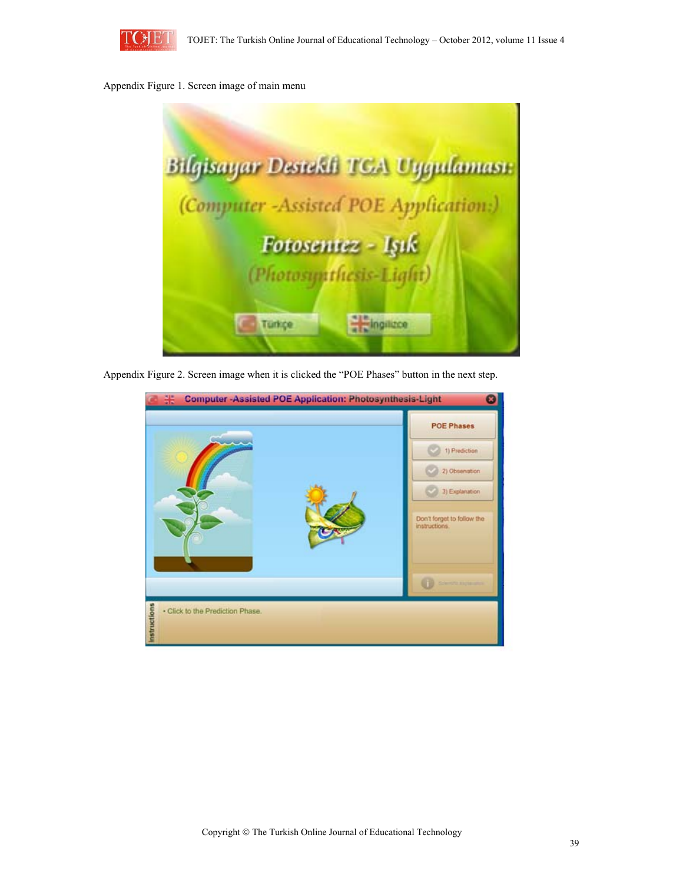Appendix Figure 1. Screen image of main menu

Appendix Figure 2. Screen image when it is clicked the "POE Phases" button in the next step.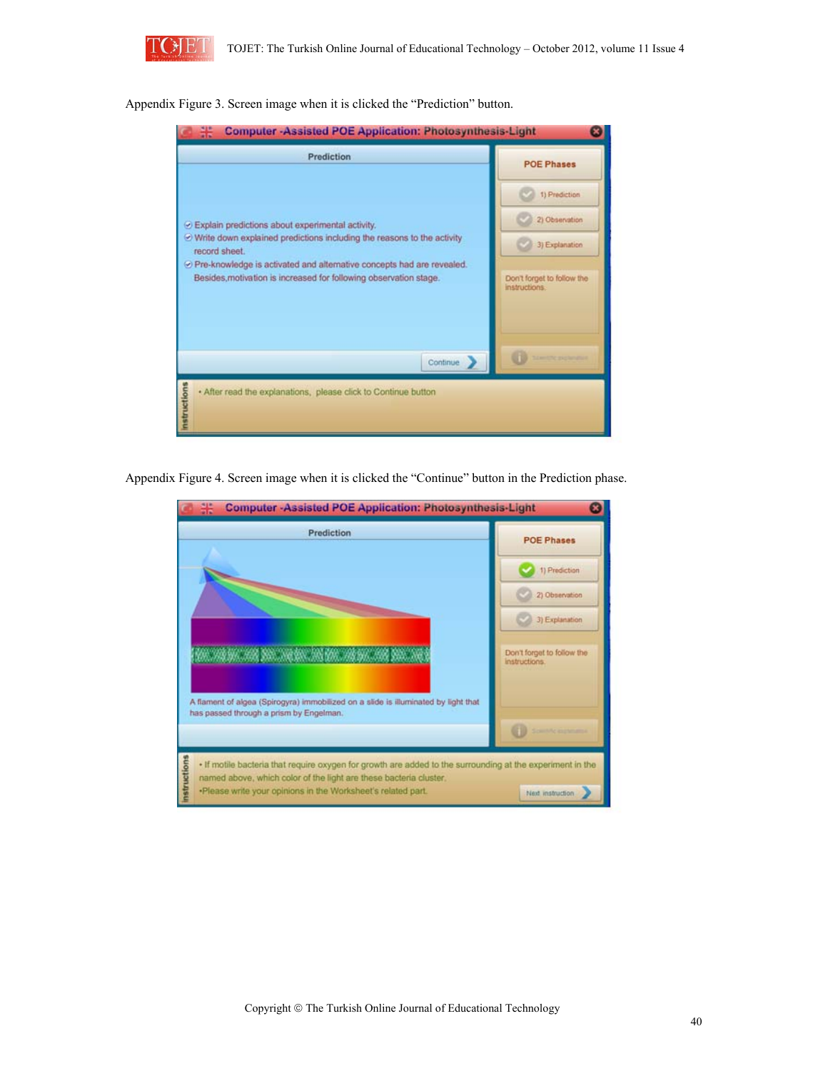Appendix Figure 3. Screen image when it is clicked the "Prediction" button.

Appendix Figure 4. Screen image when it is clicked the "Continue" button in the Prediction phase.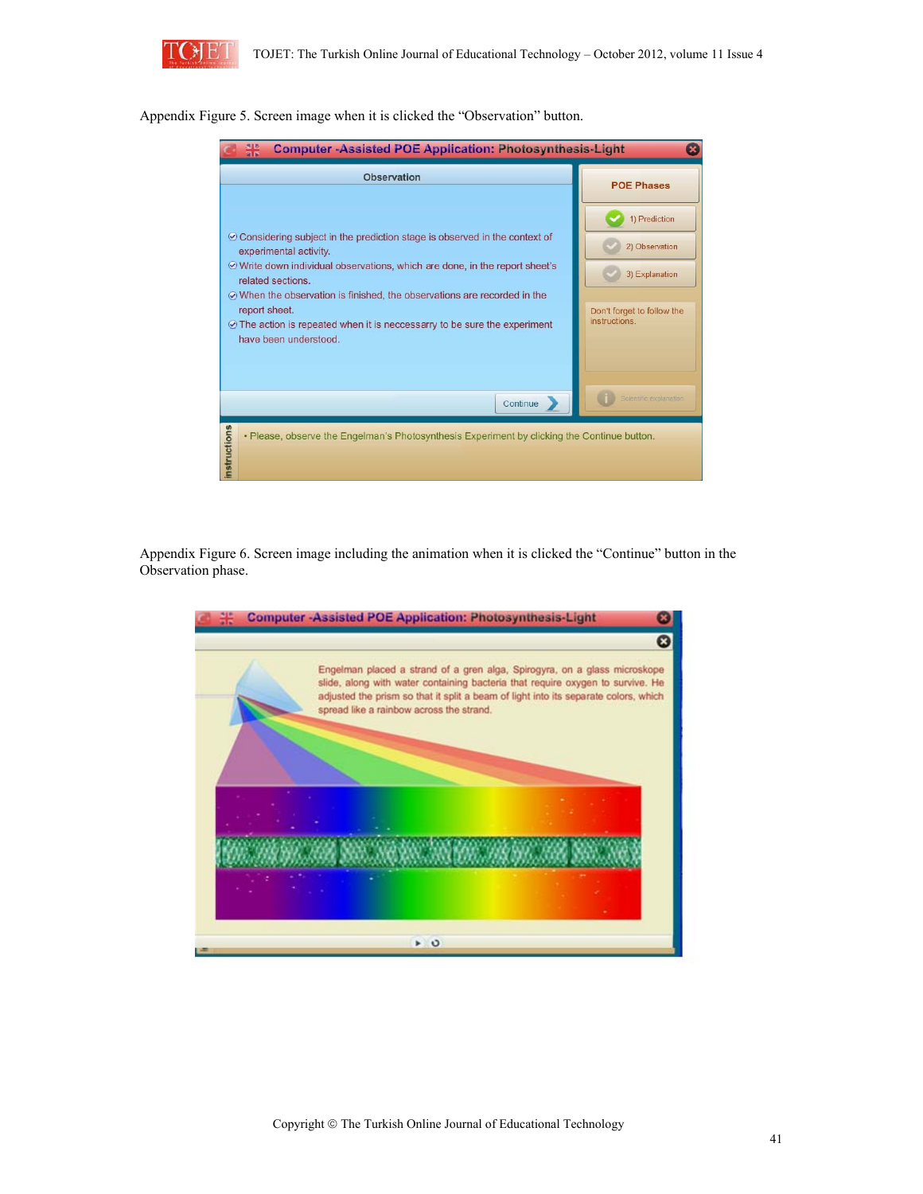Appendix Figure 5. Screen image when it is clicked the “Observation” button.

Appendix Figure 6. Screen image including the animation when it is clicked the “Continue” button in the Observation phase.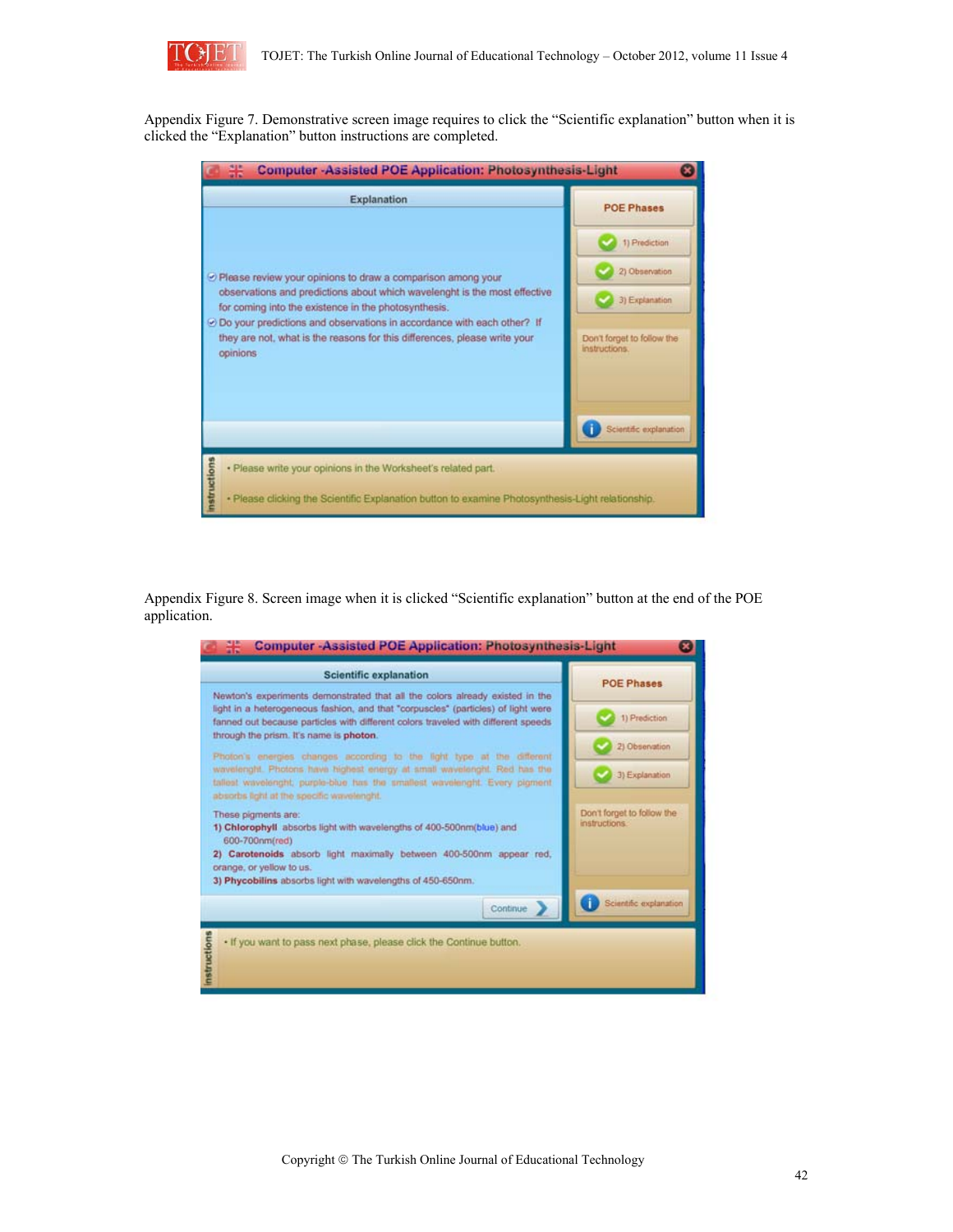Appendix Figure 7. Demonstrative screen image requires to click the "Scientific explanation" button when it is clicked the "Explanation" button instructions are completed.

Computer -Assisted POE Application: Photosynthesis-Light

Explanation

- Please review your opinions to draw a comparison among your observations and predictions about which wavelenght is the most effective for coming into the existence in the photosynthesis.
- Do your predictions and observations in accordance with each other? If they are not, what is the reasons for this differences, please write your opinions

POE Phases

1) Prediction

2) Observation

3) Explanation

Don't forget to follow the instructions.

Scientific explanation

Instructions

- Please write your opinions in the Worksheet's related part.
- Please clicking the Scientific Explanation button to examine Photosynthesis-Light relationship.

Appendix Figure 8. Screen image when it is clicked "Scientific explanation" button at the end of the POE application.

Computer -Assisted POE Application: Photosynthesis-Light

Scientific explanation

Newton's experiments demonstrated that all the colors already existed in the light in a heterogeneous fashion, and that "corpuscles" (particles) of light were fanned out because particles with different colors traveled with different speeds through the prism. It's name is **photon**.

Photon's energies changes according to the light type at the different wavelenght. Photons have highest energy at small wavelenght. Red has the tallest wavelenght, purple-blue has the smallest wavelenght. Every pigment absorbs light at the specific wavelenght.

These pigments are:

1) **Chlorophyll** absorbs light with wavelengths of 400-500nm(blue) and 600-700nm(red)

2) **Carotenoids** absorb light maximally between 400-500nm appear red, orange, or yellow to us.

3) **Phycobilins** absorbs light with wavelengths of 450-650nm.

Continue

POE Phases

1) Prediction

2) Observation

3) Explanation

Don't forget to follow the instructions.

Scientific explanation

Instructions

- If you want to pass next phase, please click the Continue button.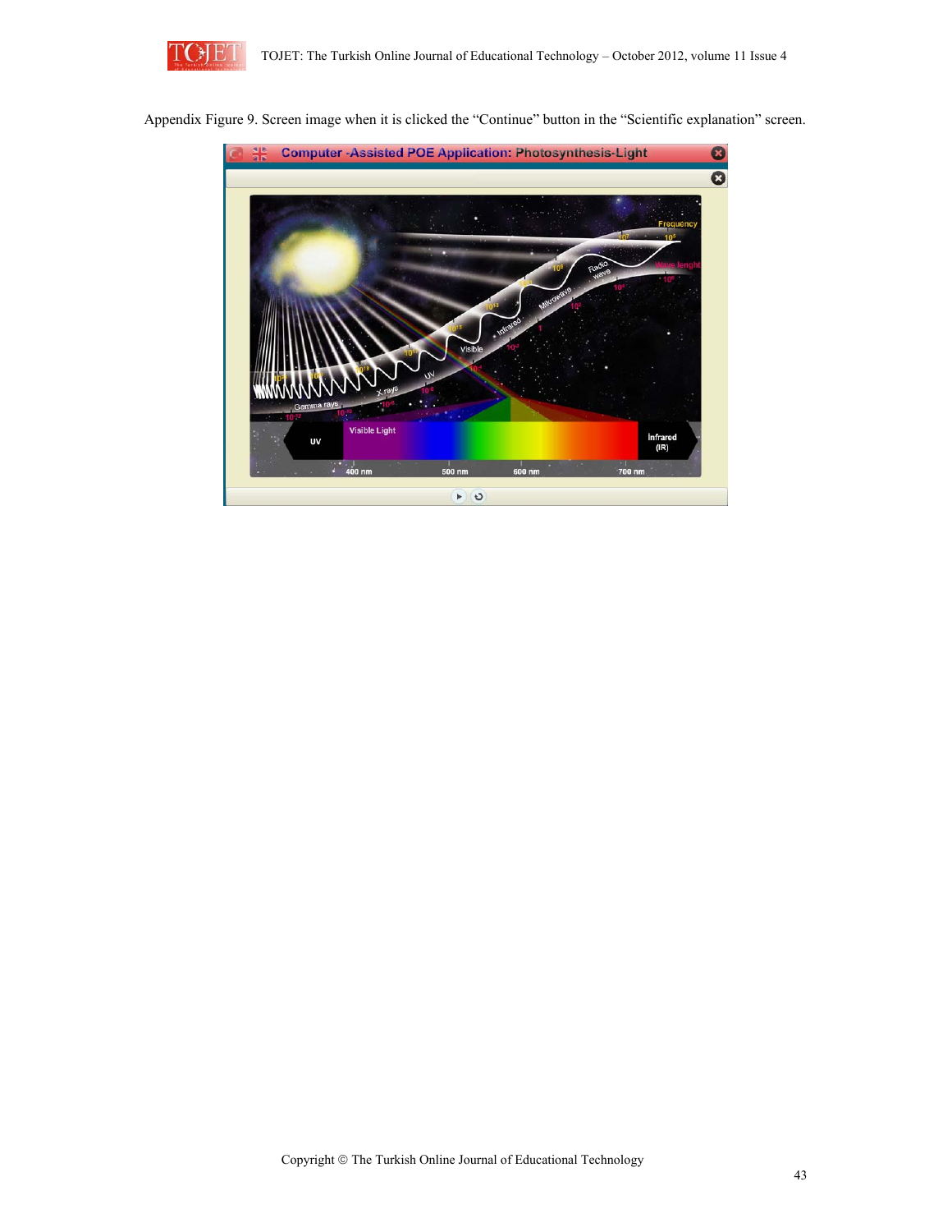Appendix Figure 9. Screen image when it is clicked the “Continue” button in the “Scientific explanation” screen.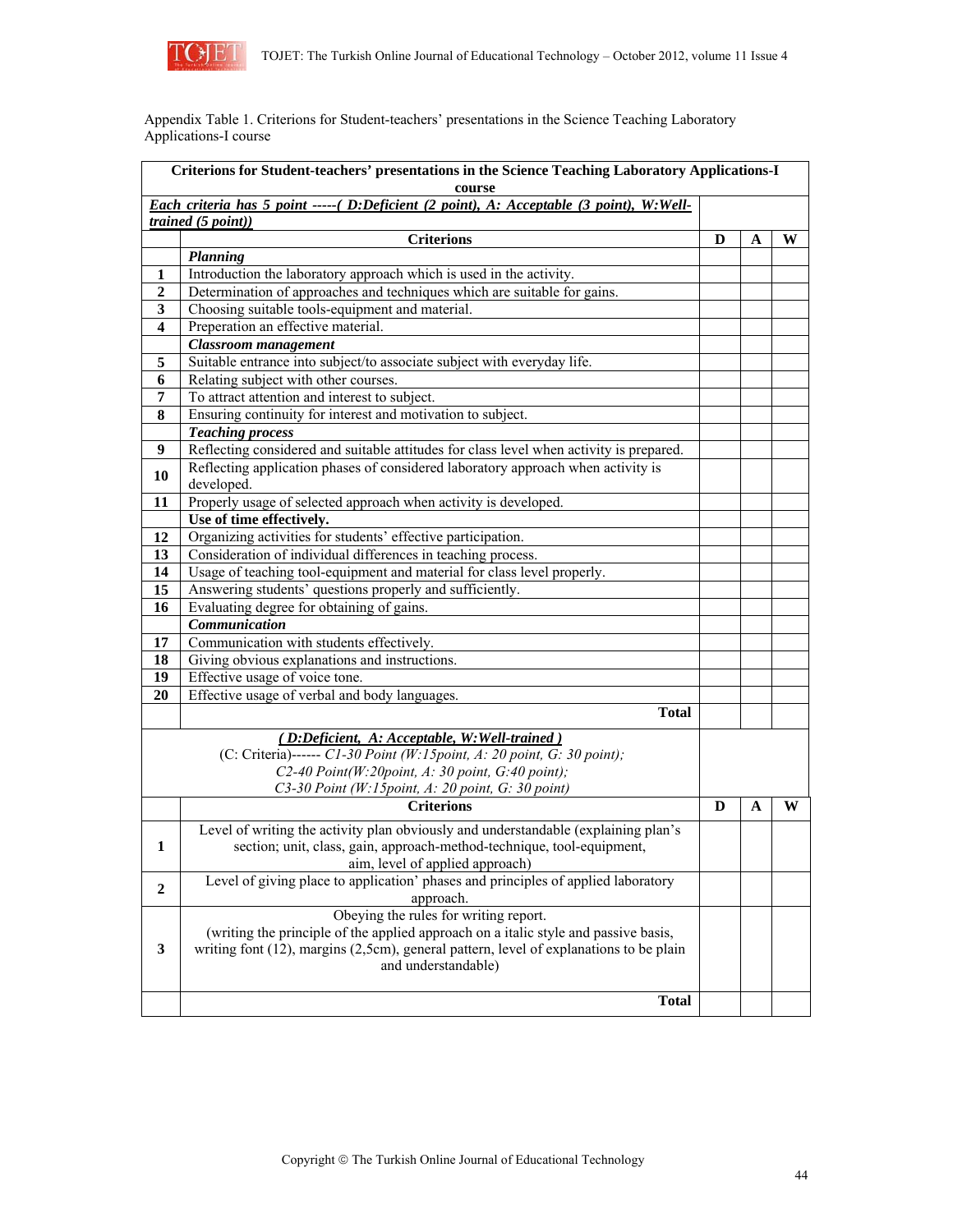Appendix Table 1. Criterions for Student-teachers' presentations in the Science Teaching Laboratory Applications-I course

| **Criterions for Student-teachers' presentations in the Science Teaching Laboratory Applications-I course** | | | | |
|---|---|---|---|---|
| ***Each criteria has 5 point -----( D:Deficient (2 point), A: Acceptable (3 point), W:Well-trained (5 point))*** | | | | |
| | **Criterions** | **D** | **A** | **W** |
| | ***Planning*** | | | |
| **1** | Introduction the laboratory approach which is used in the activity. | | | |
| **2** | Determination of approaches and techniques which are suitable for gains. | | | |
| **3** | Choosing suitable tools-equipment and material. | | | |
| **4** | Preperation an effective material. | | | |
| | ***Classroom management*** | | | |
| **5** | Suitable entrance into subject/to associate subject with everyday life. | | | |
| **6** | Relating subject with other courses. | | | |
| **7** | To attract attention and interest to subject. | | | |
| **8** | Ensuring continuity for interest and motivation to subject. | | | |
| | ***Teaching process*** | | | |
| **9** | Reflecting considered and suitable attitudes for class level when activity is prepared. | | | |
| **10** | Reflecting application phases of considered laboratory approach when activity is developed. | | | |
| **11** | Properly usage of selected approach when activity is developed. | | | |
| | **Use of time effectively.** | | | |
| **12** | Organizing activities for students' effective participation. | | | |
| **13** | Consideration of individual differences in teaching process. | | | |
| **14** | Usage of teaching tool-equipment and material for class level properly. | | | |
| **15** | Answering students' questions properly and sufficiently. | | | |
| **16** | Evaluating degree for obtaining of gains. | | | |
| | ***Communication*** | | | |
| **17** | Communication with students effectively. | | | |
| **18** | Giving obvious explanations and instructions. | | | |
| **19** | Effective usage of voice tone. | | | |
| **20** | Effective usage of verbal and body languages. | | | |
| | **Total** | | | |

| ***( D:Deficient, A: Acceptable, W:Well-trained )*** (C: Criteria)------ *C1-30 Point (W:15point, A: 20 point, G: 30 point); C2-40 Point(W:20point, A: 30 point, G:40 point); C3-30 Point (W:15point, A: 20 point, G: 30 point)* | | | | |
|---|---|---|---|---|
| | **Criterions** | **D** | **A** | **W** |
| **1** | Level of writing the activity plan obviously and understandable (explaining plan's section; unit, class, gain, approach-method-technique, tool-equipment, aim, level of applied approach) | | | |
| **2** | Level of giving place to application' phases and principles of applied laboratory approach. | | | |
| **3** | Obeying the rules for writing report. (writing the principle of the applied approach on a italic style and passive basis, writing font (12), margins (2,5cm), general pattern, level of explanations to be plain and understandable) | | | |
| | **Total** | | | |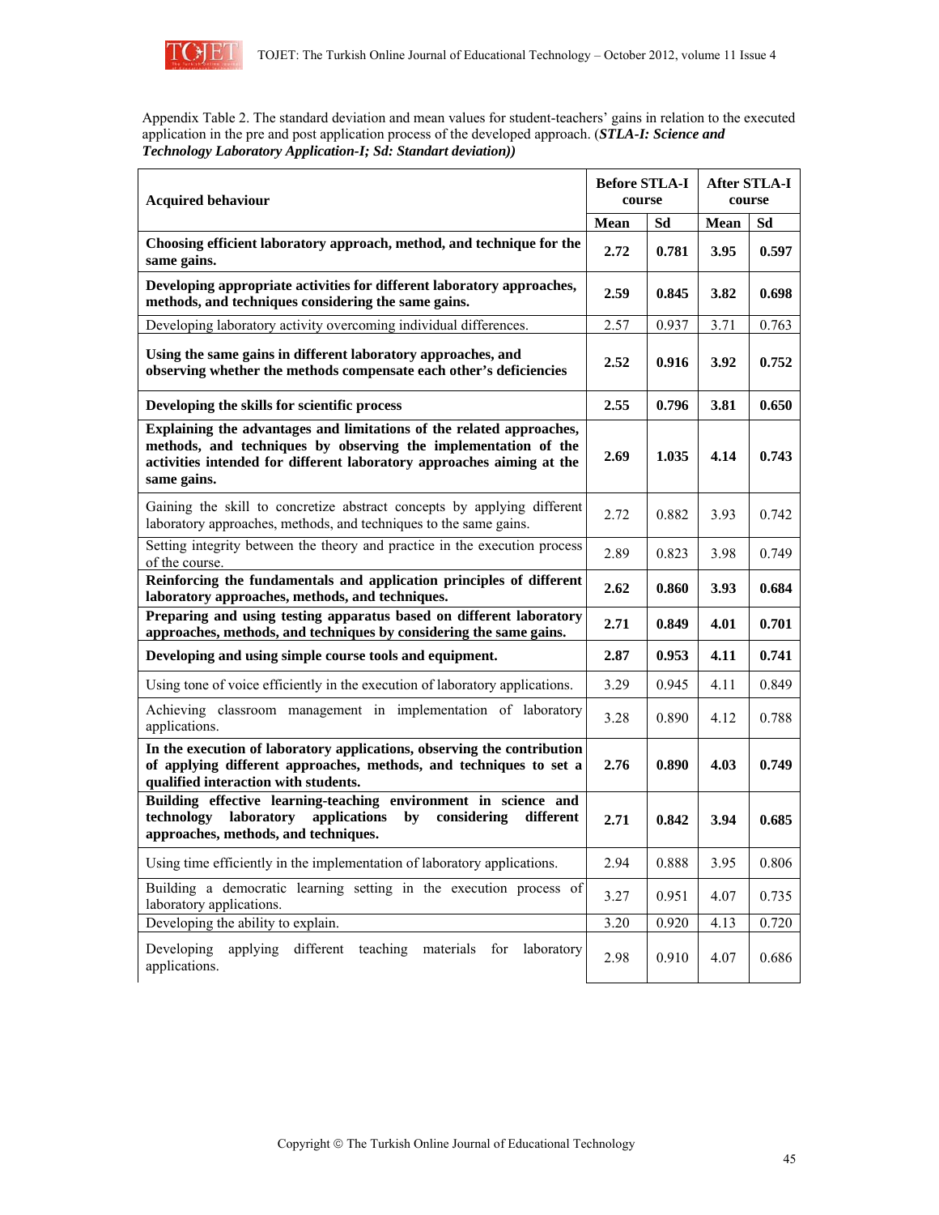Appendix Table 2. The standard deviation and mean values for student-teachers' gains in relation to the executed application in the pre and post application process of the developed approach. (***STLA-I: Science and Technology Laboratory Application-I; Sd: Standart deviation))***

| Acquired behaviour | Before STLA-I course | | After STLA-I course | |
|---|---|---|---|---|
| | Mean | Sd | Mean | Sd |
| **Choosing efficient laboratory approach, method, and technique for the same gains.** | **2.72** | **0.781** | **3.95** | **0.597** |
| **Developing appropriate activities for different laboratory approaches, methods, and techniques considering the same gains.** | **2.59** | **0.845** | **3.82** | **0.698** |
| Developing laboratory activity overcoming individual differences. | 2.57 | 0.937 | 3.71 | 0.763 |
| **Using the same gains in different laboratory approaches, and observing whether the methods compensate each other's deficiencies** | **2.52** | **0.916** | **3.92** | **0.752** |
| **Developing the skills for scientific process** | **2.55** | **0.796** | **3.81** | **0.650** |
| **Explaining the advantages and limitations of the related approaches, methods, and techniques by observing the implementation of the activities intended for different laboratory approaches aiming at the same gains.** | **2.69** | **1.035** | **4.14** | **0.743** |
| Gaining the skill to concretize abstract concepts by applying different laboratory approaches, methods, and techniques to the same gains. | 2.72 | 0.882 | 3.93 | 0.742 |
| Setting integrity between the theory and practice in the execution process of the course. | 2.89 | 0.823 | 3.98 | 0.749 |
| **Reinforcing the fundamentals and application principles of different laboratory approaches, methods, and techniques.** | **2.62** | **0.860** | **3.93** | **0.684** |
| **Preparing and using testing apparatus based on different laboratory approaches, methods, and techniques by considering the same gains.** | **2.71** | **0.849** | **4.01** | **0.701** |
| **Developing and using simple course tools and equipment.** | **2.87** | **0.953** | **4.11** | **0.741** |
| Using tone of voice efficiently in the execution of laboratory applications. | 3.29 | 0.945 | 4.11 | 0.849 |
| Achieving classroom management in implementation of laboratory applications. | 3.28 | 0.890 | 4.12 | 0.788 |
| **In the execution of laboratory applications, observing the contribution of applying different approaches, methods, and techniques to set a qualified interaction with students.** | **2.76** | **0.890** | **4.03** | **0.749** |
| **Building effective learning-teaching environment in science and technology laboratory applications by considering different approaches, methods, and techniques.** | **2.71** | **0.842** | **3.94** | **0.685** |
| Using time efficiently in the implementation of laboratory applications. | 2.94 | 0.888 | 3.95 | 0.806 |
| Building a democratic learning setting in the execution process of laboratory applications. | 3.27 | 0.951 | 4.07 | 0.735 |
| Developing the ability to explain. | 3.20 | 0.920 | 4.13 | 0.720 |
| Developing applying different teaching materials for laboratory applications. | 2.98 | 0.910 | 4.07 | 0.686 |